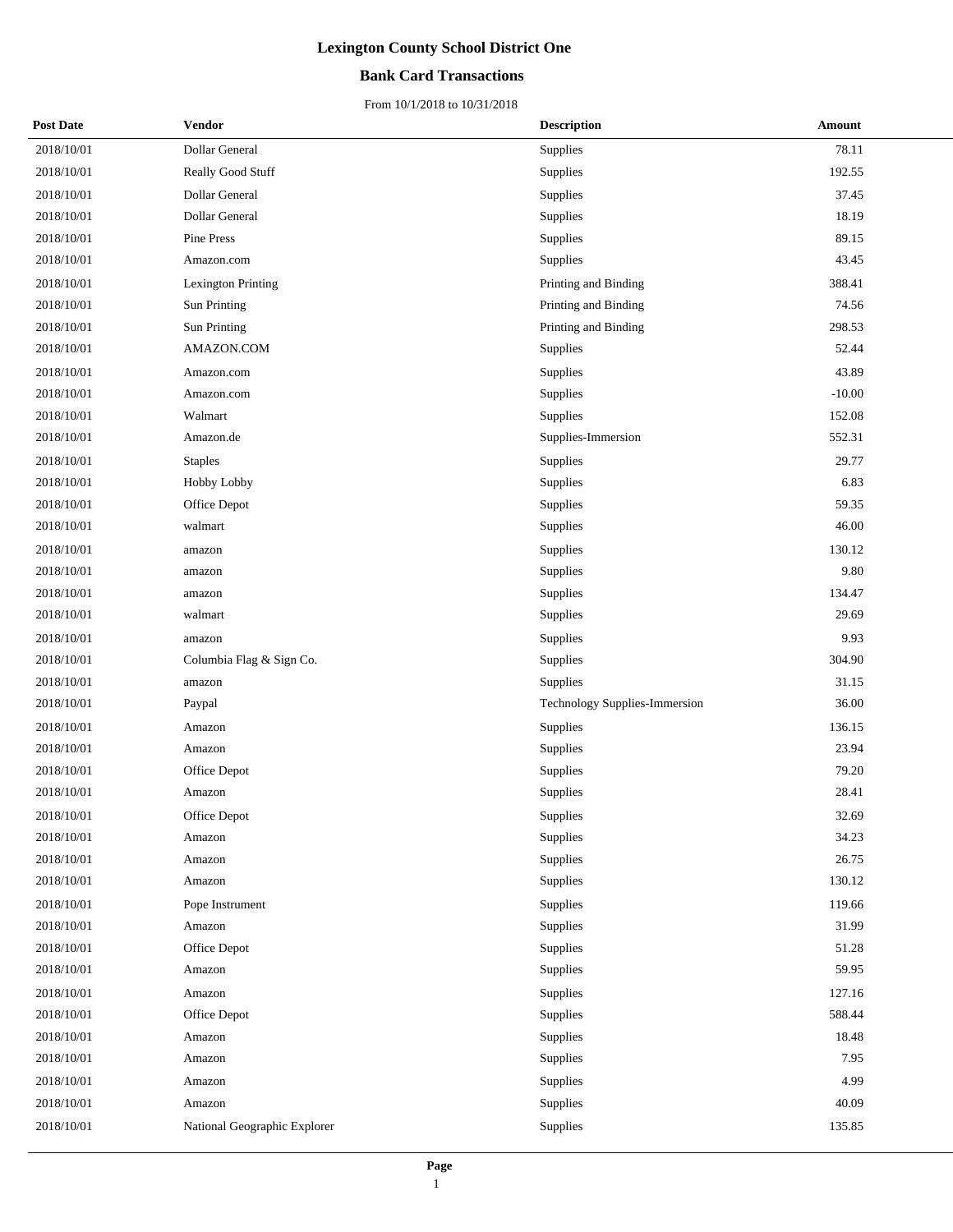# Lexington County School District One

## Bank Card Transactions

From 10/1/2018 to 10/31/2018

| Post Date | Vendor | Description | Amount |
|---|---|---|---|
| 2018/10/01 | Dollar General | Supplies | 78.11 |
| 2018/10/01 | Really Good Stuff | Supplies | 192.55 |
| 2018/10/01 | Dollar General | Supplies | 37.45 |
| 2018/10/01 | Dollar General | Supplies | 18.19 |
| 2018/10/01 | Pine Press | Supplies | 89.15 |
| 2018/10/01 | Amazon.com | Supplies | 43.45 |
| 2018/10/01 | Lexington Printing | Printing and Binding | 388.41 |
| 2018/10/01 | Sun Printing | Printing and Binding | 74.56 |
| 2018/10/01 | Sun Printing | Printing and Binding | 298.53 |
| 2018/10/01 | AMAZON.COM | Supplies | 52.44 |
| 2018/10/01 | Amazon.com | Supplies | 43.89 |
| 2018/10/01 | Amazon.com | Supplies | -10.00 |
| 2018/10/01 | Walmart | Supplies | 152.08 |
| 2018/10/01 | Amazon.de | Supplies-Immersion | 552.31 |
| 2018/10/01 | Staples | Supplies | 29.77 |
| 2018/10/01 | Hobby Lobby | Supplies | 6.83 |
| 2018/10/01 | Office Depot | Supplies | 59.35 |
| 2018/10/01 | walmart | Supplies | 46.00 |
| 2018/10/01 | amazon | Supplies | 130.12 |
| 2018/10/01 | amazon | Supplies | 9.80 |
| 2018/10/01 | amazon | Supplies | 134.47 |
| 2018/10/01 | walmart | Supplies | 29.69 |
| 2018/10/01 | amazon | Supplies | 9.93 |
| 2018/10/01 | Columbia Flag & Sign Co. | Supplies | 304.90 |
| 2018/10/01 | amazon | Supplies | 31.15 |
| 2018/10/01 | Paypal | Technology Supplies-Immersion | 36.00 |
| 2018/10/01 | Amazon | Supplies | 136.15 |
| 2018/10/01 | Amazon | Supplies | 23.94 |
| 2018/10/01 | Office Depot | Supplies | 79.20 |
| 2018/10/01 | Amazon | Supplies | 28.41 |
| 2018/10/01 | Office Depot | Supplies | 32.69 |
| 2018/10/01 | Amazon | Supplies | 34.23 |
| 2018/10/01 | Amazon | Supplies | 26.75 |
| 2018/10/01 | Amazon | Supplies | 130.12 |
| 2018/10/01 | Pope Instrument | Supplies | 119.66 |
| 2018/10/01 | Amazon | Supplies | 31.99 |
| 2018/10/01 | Office Depot | Supplies | 51.28 |
| 2018/10/01 | Amazon | Supplies | 59.95 |
| 2018/10/01 | Amazon | Supplies | 127.16 |
| 2018/10/01 | Office Depot | Supplies | 588.44 |
| 2018/10/01 | Amazon | Supplies | 18.48 |
| 2018/10/01 | Amazon | Supplies | 7.95 |
| 2018/10/01 | Amazon | Supplies | 4.99 |
| 2018/10/01 | Amazon | Supplies | 40.09 |
| 2018/10/01 | National Geographic Explorer | Supplies | 135.85 |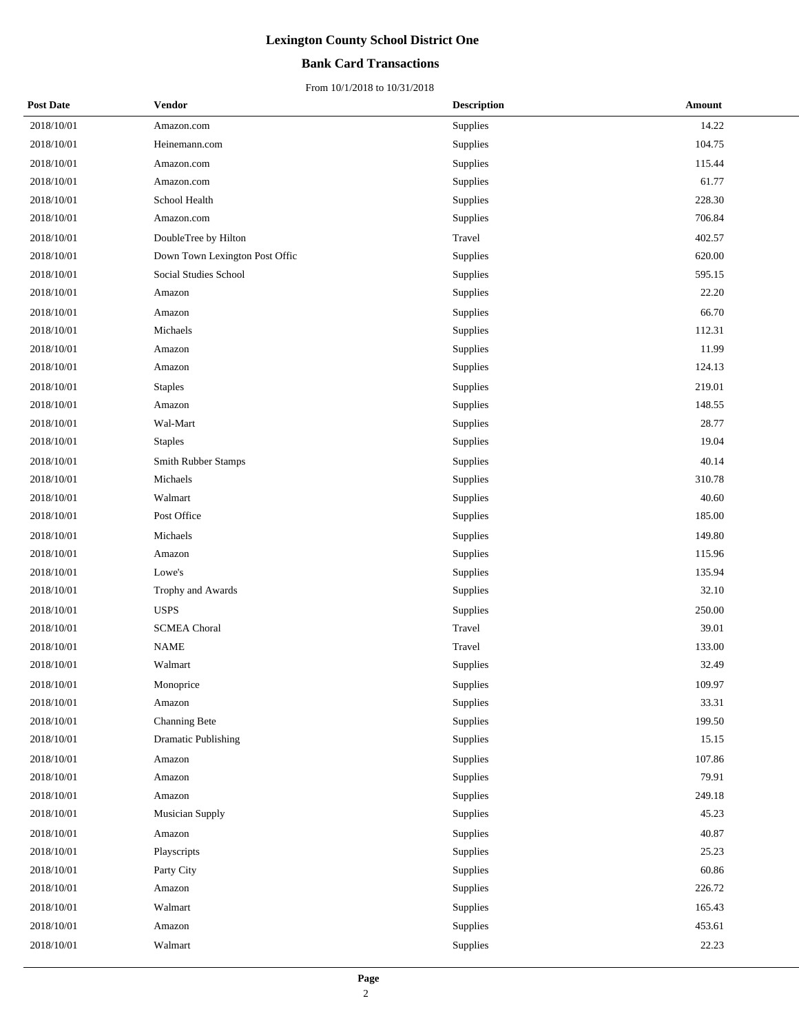# Lexington County School District One

## Bank Card Transactions

From 10/1/2018 to 10/31/2018

| Post Date | Vendor | Description | Amount |
|---|---|---|---|
| 2018/10/01 | Amazon.com | Supplies | 14.22 |
| 2018/10/01 | Heinemann.com | Supplies | 104.75 |
| 2018/10/01 | Amazon.com | Supplies | 115.44 |
| 2018/10/01 | Amazon.com | Supplies | 61.77 |
| 2018/10/01 | School Health | Supplies | 228.30 |
| 2018/10/01 | Amazon.com | Supplies | 706.84 |
| 2018/10/01 | DoubleTree by Hilton | Travel | 402.57 |
| 2018/10/01 | Down Town Lexington Post Offic | Supplies | 620.00 |
| 2018/10/01 | Social Studies School | Supplies | 595.15 |
| 2018/10/01 | Amazon | Supplies | 22.20 |
| 2018/10/01 | Amazon | Supplies | 66.70 |
| 2018/10/01 | Michaels | Supplies | 112.31 |
| 2018/10/01 | Amazon | Supplies | 11.99 |
| 2018/10/01 | Amazon | Supplies | 124.13 |
| 2018/10/01 | Staples | Supplies | 219.01 |
| 2018/10/01 | Amazon | Supplies | 148.55 |
| 2018/10/01 | Wal-Mart | Supplies | 28.77 |
| 2018/10/01 | Staples | Supplies | 19.04 |
| 2018/10/01 | Smith Rubber Stamps | Supplies | 40.14 |
| 2018/10/01 | Michaels | Supplies | 310.78 |
| 2018/10/01 | Walmart | Supplies | 40.60 |
| 2018/10/01 | Post Office | Supplies | 185.00 |
| 2018/10/01 | Michaels | Supplies | 149.80 |
| 2018/10/01 | Amazon | Supplies | 115.96 |
| 2018/10/01 | Lowe's | Supplies | 135.94 |
| 2018/10/01 | Trophy and Awards | Supplies | 32.10 |
| 2018/10/01 | USPS | Supplies | 250.00 |
| 2018/10/01 | SCMEA Choral | Travel | 39.01 |
| 2018/10/01 | NAME | Travel | 133.00 |
| 2018/10/01 | Walmart | Supplies | 32.49 |
| 2018/10/01 | Monoprice | Supplies | 109.97 |
| 2018/10/01 | Amazon | Supplies | 33.31 |
| 2018/10/01 | Channing Bete | Supplies | 199.50 |
| 2018/10/01 | Dramatic Publishing | Supplies | 15.15 |
| 2018/10/01 | Amazon | Supplies | 107.86 |
| 2018/10/01 | Amazon | Supplies | 79.91 |
| 2018/10/01 | Amazon | Supplies | 249.18 |
| 2018/10/01 | Musician Supply | Supplies | 45.23 |
| 2018/10/01 | Amazon | Supplies | 40.87 |
| 2018/10/01 | Playscripts | Supplies | 25.23 |
| 2018/10/01 | Party City | Supplies | 60.86 |
| 2018/10/01 | Amazon | Supplies | 226.72 |
| 2018/10/01 | Walmart | Supplies | 165.43 |
| 2018/10/01 | Amazon | Supplies | 453.61 |
| 2018/10/01 | Walmart | Supplies | 22.23 |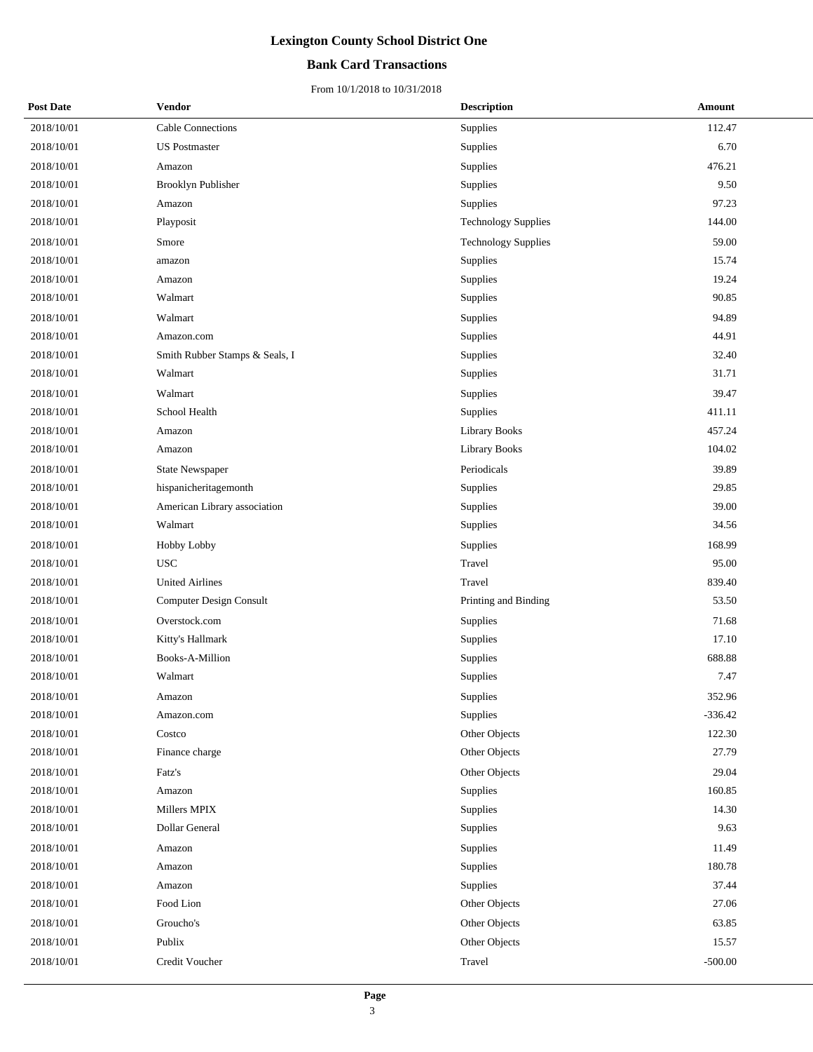# Lexington County School District One

## Bank Card Transactions

From 10/1/2018 to 10/31/2018

| Post Date | Vendor | Description | Amount |
|---|---|---|---|
| 2018/10/01 | Cable Connections | Supplies | 112.47 |
| 2018/10/01 | US Postmaster | Supplies | 6.70 |
| 2018/10/01 | Amazon | Supplies | 476.21 |
| 2018/10/01 | Brooklyn Publisher | Supplies | 9.50 |
| 2018/10/01 | Amazon | Supplies | 97.23 |
| 2018/10/01 | Playposit | Technology Supplies | 144.00 |
| 2018/10/01 | Smore | Technology Supplies | 59.00 |
| 2018/10/01 | amazon | Supplies | 15.74 |
| 2018/10/01 | Amazon | Supplies | 19.24 |
| 2018/10/01 | Walmart | Supplies | 90.85 |
| 2018/10/01 | Walmart | Supplies | 94.89 |
| 2018/10/01 | Amazon.com | Supplies | 44.91 |
| 2018/10/01 | Smith Rubber Stamps & Seals, I | Supplies | 32.40 |
| 2018/10/01 | Walmart | Supplies | 31.71 |
| 2018/10/01 | Walmart | Supplies | 39.47 |
| 2018/10/01 | School Health | Supplies | 411.11 |
| 2018/10/01 | Amazon | Library Books | 457.24 |
| 2018/10/01 | Amazon | Library Books | 104.02 |
| 2018/10/01 | State Newspaper | Periodicals | 39.89 |
| 2018/10/01 | hispanicheritagemonth | Supplies | 29.85 |
| 2018/10/01 | American Library association | Supplies | 39.00 |
| 2018/10/01 | Walmart | Supplies | 34.56 |
| 2018/10/01 | Hobby Lobby | Supplies | 168.99 |
| 2018/10/01 | USC | Travel | 95.00 |
| 2018/10/01 | United Airlines | Travel | 839.40 |
| 2018/10/01 | Computer Design Consult | Printing and Binding | 53.50 |
| 2018/10/01 | Overstock.com | Supplies | 71.68 |
| 2018/10/01 | Kitty's Hallmark | Supplies | 17.10 |
| 2018/10/01 | Books-A-Million | Supplies | 688.88 |
| 2018/10/01 | Walmart | Supplies | 7.47 |
| 2018/10/01 | Amazon | Supplies | 352.96 |
| 2018/10/01 | Amazon.com | Supplies | -336.42 |
| 2018/10/01 | Costco | Other Objects | 122.30 |
| 2018/10/01 | Finance charge | Other Objects | 27.79 |
| 2018/10/01 | Fatz's | Other Objects | 29.04 |
| 2018/10/01 | Amazon | Supplies | 160.85 |
| 2018/10/01 | Millers MPIX | Supplies | 14.30 |
| 2018/10/01 | Dollar General | Supplies | 9.63 |
| 2018/10/01 | Amazon | Supplies | 11.49 |
| 2018/10/01 | Amazon | Supplies | 180.78 |
| 2018/10/01 | Amazon | Supplies | 37.44 |
| 2018/10/01 | Food Lion | Other Objects | 27.06 |
| 2018/10/01 | Groucho's | Other Objects | 63.85 |
| 2018/10/01 | Publix | Other Objects | 15.57 |
| 2018/10/01 | Credit Voucher | Travel | -500.00 |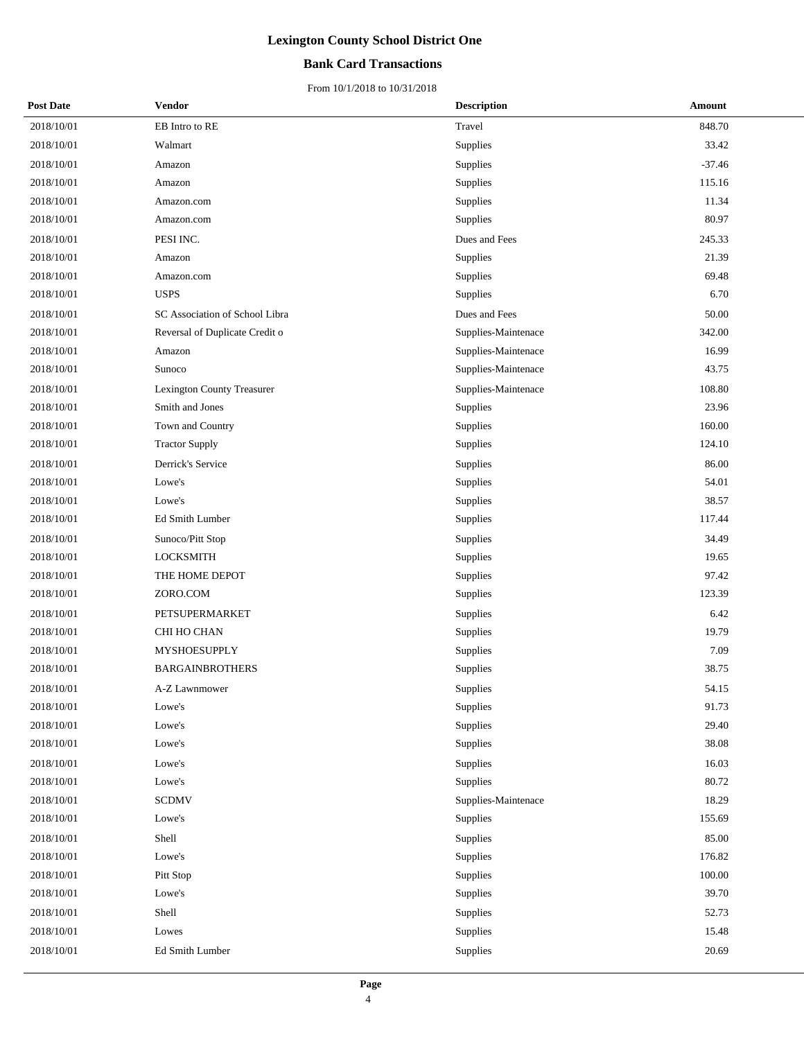# Lexington County School District One

## Bank Card Transactions

From 10/1/2018 to 10/31/2018

| Post Date | Vendor | Description | Amount |
|---|---|---|---|
| 2018/10/01 | EB Intro to RE | Travel | 848.70 |
| 2018/10/01 | Walmart | Supplies | 33.42 |
| 2018/10/01 | Amazon | Supplies | -37.46 |
| 2018/10/01 | Amazon | Supplies | 115.16 |
| 2018/10/01 | Amazon.com | Supplies | 11.34 |
| 2018/10/01 | Amazon.com | Supplies | 80.97 |
| 2018/10/01 | PESI INC. | Dues and Fees | 245.33 |
| 2018/10/01 | Amazon | Supplies | 21.39 |
| 2018/10/01 | Amazon.com | Supplies | 69.48 |
| 2018/10/01 | USPS | Supplies | 6.70 |
| 2018/10/01 | SC Association of School Libra | Dues and Fees | 50.00 |
| 2018/10/01 | Reversal of Duplicate Credit o | Supplies-Maintenace | 342.00 |
| 2018/10/01 | Amazon | Supplies-Maintenace | 16.99 |
| 2018/10/01 | Sunoco | Supplies-Maintenace | 43.75 |
| 2018/10/01 | Lexington County Treasurer | Supplies-Maintenace | 108.80 |
| 2018/10/01 | Smith and Jones | Supplies | 23.96 |
| 2018/10/01 | Town and Country | Supplies | 160.00 |
| 2018/10/01 | Tractor Supply | Supplies | 124.10 |
| 2018/10/01 | Derrick's Service | Supplies | 86.00 |
| 2018/10/01 | Lowe's | Supplies | 54.01 |
| 2018/10/01 | Lowe's | Supplies | 38.57 |
| 2018/10/01 | Ed Smith Lumber | Supplies | 117.44 |
| 2018/10/01 | Sunoco/Pitt Stop | Supplies | 34.49 |
| 2018/10/01 | LOCKSMITH | Supplies | 19.65 |
| 2018/10/01 | THE HOME DEPOT | Supplies | 97.42 |
| 2018/10/01 | ZORO.COM | Supplies | 123.39 |
| 2018/10/01 | PETSUPERMARKET | Supplies | 6.42 |
| 2018/10/01 | CHI HO CHAN | Supplies | 19.79 |
| 2018/10/01 | MYSHOESUPPLY | Supplies | 7.09 |
| 2018/10/01 | BARGAINBROTHERS | Supplies | 38.75 |
| 2018/10/01 | A-Z Lawnmower | Supplies | 54.15 |
| 2018/10/01 | Lowe's | Supplies | 91.73 |
| 2018/10/01 | Lowe's | Supplies | 29.40 |
| 2018/10/01 | Lowe's | Supplies | 38.08 |
| 2018/10/01 | Lowe's | Supplies | 16.03 |
| 2018/10/01 | Lowe's | Supplies | 80.72 |
| 2018/10/01 | SCDMV | Supplies-Maintenace | 18.29 |
| 2018/10/01 | Lowe's | Supplies | 155.69 |
| 2018/10/01 | Shell | Supplies | 85.00 |
| 2018/10/01 | Lowe's | Supplies | 176.82 |
| 2018/10/01 | Pitt Stop | Supplies | 100.00 |
| 2018/10/01 | Lowe's | Supplies | 39.70 |
| 2018/10/01 | Shell | Supplies | 52.73 |
| 2018/10/01 | Lowes | Supplies | 15.48 |
| 2018/10/01 | Ed Smith Lumber | Supplies | 20.69 |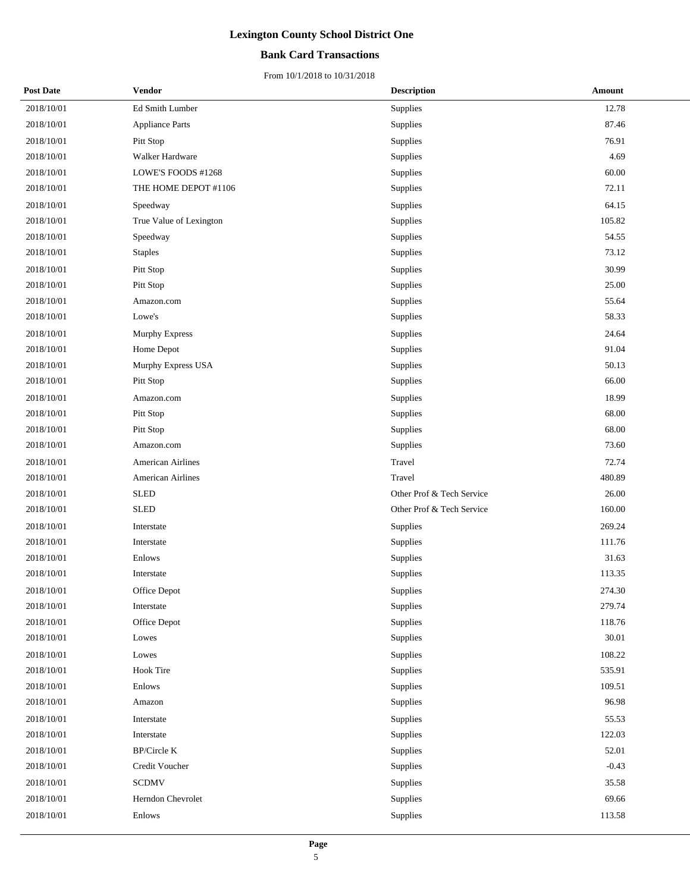**Lexington County School District One**

**Bank Card Transactions**

From 10/1/2018 to 10/31/2018

| Post Date | Vendor | Description | Amount |
|---|---|---|---|
| 2018/10/01 | Ed Smith Lumber | Supplies | 12.78 |
| 2018/10/01 | Appliance Parts | Supplies | 87.46 |
| 2018/10/01 | Pitt Stop | Supplies | 76.91 |
| 2018/10/01 | Walker Hardware | Supplies | 4.69 |
| 2018/10/01 | LOWE'S FOODS #1268 | Supplies | 60.00 |
| 2018/10/01 | THE HOME DEPOT #1106 | Supplies | 72.11 |
| 2018/10/01 | Speedway | Supplies | 64.15 |
| 2018/10/01 | True Value of Lexington | Supplies | 105.82 |
| 2018/10/01 | Speedway | Supplies | 54.55 |
| 2018/10/01 | Staples | Supplies | 73.12 |
| 2018/10/01 | Pitt Stop | Supplies | 30.99 |
| 2018/10/01 | Pitt Stop | Supplies | 25.00 |
| 2018/10/01 | Amazon.com | Supplies | 55.64 |
| 2018/10/01 | Lowe's | Supplies | 58.33 |
| 2018/10/01 | Murphy Express | Supplies | 24.64 |
| 2018/10/01 | Home Depot | Supplies | 91.04 |
| 2018/10/01 | Murphy Express USA | Supplies | 50.13 |
| 2018/10/01 | Pitt Stop | Supplies | 66.00 |
| 2018/10/01 | Amazon.com | Supplies | 18.99 |
| 2018/10/01 | Pitt Stop | Supplies | 68.00 |
| 2018/10/01 | Pitt Stop | Supplies | 68.00 |
| 2018/10/01 | Amazon.com | Supplies | 73.60 |
| 2018/10/01 | American Airlines | Travel | 72.74 |
| 2018/10/01 | American Airlines | Travel | 480.89 |
| 2018/10/01 | SLED | Other Prof & Tech Service | 26.00 |
| 2018/10/01 | SLED | Other Prof & Tech Service | 160.00 |
| 2018/10/01 | Interstate | Supplies | 269.24 |
| 2018/10/01 | Interstate | Supplies | 111.76 |
| 2018/10/01 | Enlows | Supplies | 31.63 |
| 2018/10/01 | Interstate | Supplies | 113.35 |
| 2018/10/01 | Office Depot | Supplies | 274.30 |
| 2018/10/01 | Interstate | Supplies | 279.74 |
| 2018/10/01 | Office Depot | Supplies | 118.76 |
| 2018/10/01 | Lowes | Supplies | 30.01 |
| 2018/10/01 | Lowes | Supplies | 108.22 |
| 2018/10/01 | Hook Tire | Supplies | 535.91 |
| 2018/10/01 | Enlows | Supplies | 109.51 |
| 2018/10/01 | Amazon | Supplies | 96.98 |
| 2018/10/01 | Interstate | Supplies | 55.53 |
| 2018/10/01 | Interstate | Supplies | 122.03 |
| 2018/10/01 | BP/Circle K | Supplies | 52.01 |
| 2018/10/01 | Credit Voucher | Supplies | -0.43 |
| 2018/10/01 | SCDMV | Supplies | 35.58 |
| 2018/10/01 | Herndon Chevrolet | Supplies | 69.66 |
| 2018/10/01 | Enlows | Supplies | 113.58 |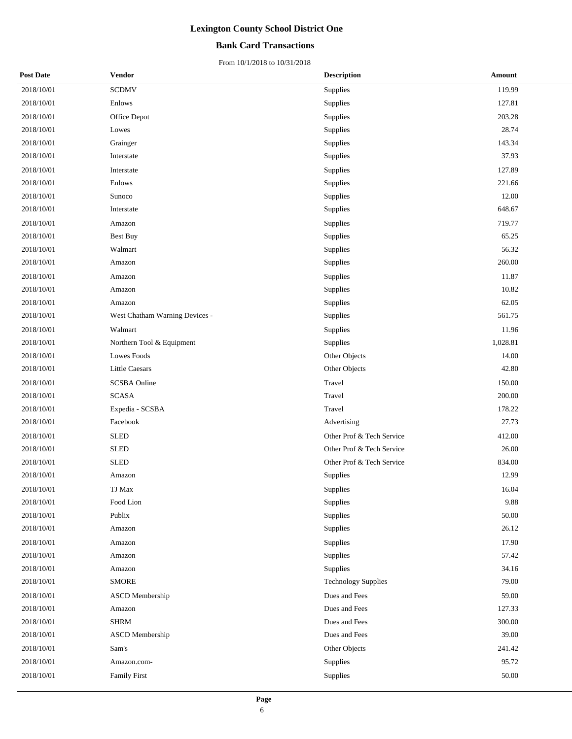# Lexington County School District One

## Bank Card Transactions

From 10/1/2018 to 10/31/2018

| Post Date | Vendor | Description | Amount |
|---|---|---|---|
| 2018/10/01 | SCDMV | Supplies | 119.99 |
| 2018/10/01 | Enlows | Supplies | 127.81 |
| 2018/10/01 | Office Depot | Supplies | 203.28 |
| 2018/10/01 | Lowes | Supplies | 28.74 |
| 2018/10/01 | Grainger | Supplies | 143.34 |
| 2018/10/01 | Interstate | Supplies | 37.93 |
| 2018/10/01 | Interstate | Supplies | 127.89 |
| 2018/10/01 | Enlows | Supplies | 221.66 |
| 2018/10/01 | Sunoco | Supplies | 12.00 |
| 2018/10/01 | Interstate | Supplies | 648.67 |
| 2018/10/01 | Amazon | Supplies | 719.77 |
| 2018/10/01 | Best Buy | Supplies | 65.25 |
| 2018/10/01 | Walmart | Supplies | 56.32 |
| 2018/10/01 | Amazon | Supplies | 260.00 |
| 2018/10/01 | Amazon | Supplies | 11.87 |
| 2018/10/01 | Amazon | Supplies | 10.82 |
| 2018/10/01 | Amazon | Supplies | 62.05 |
| 2018/10/01 | West Chatham Warning Devices - | Supplies | 561.75 |
| 2018/10/01 | Walmart | Supplies | 11.96 |
| 2018/10/01 | Northern Tool & Equipment | Supplies | 1,028.81 |
| 2018/10/01 | Lowes Foods | Other Objects | 14.00 |
| 2018/10/01 | Little Caesars | Other Objects | 42.80 |
| 2018/10/01 | SCSBA Online | Travel | 150.00 |
| 2018/10/01 | SCASA | Travel | 200.00 |
| 2018/10/01 | Expedia - SCSBA | Travel | 178.22 |
| 2018/10/01 | Facebook | Advertising | 27.73 |
| 2018/10/01 | SLED | Other Prof & Tech Service | 412.00 |
| 2018/10/01 | SLED | Other Prof & Tech Service | 26.00 |
| 2018/10/01 | SLED | Other Prof & Tech Service | 834.00 |
| 2018/10/01 | Amazon | Supplies | 12.99 |
| 2018/10/01 | TJ Max | Supplies | 16.04 |
| 2018/10/01 | Food Lion | Supplies | 9.88 |
| 2018/10/01 | Publix | Supplies | 50.00 |
| 2018/10/01 | Amazon | Supplies | 26.12 |
| 2018/10/01 | Amazon | Supplies | 17.90 |
| 2018/10/01 | Amazon | Supplies | 57.42 |
| 2018/10/01 | Amazon | Supplies | 34.16 |
| 2018/10/01 | SMORE | Technology Supplies | 79.00 |
| 2018/10/01 | ASCD Membership | Dues and Fees | 59.00 |
| 2018/10/01 | Amazon | Dues and Fees | 127.33 |
| 2018/10/01 | SHRM | Dues and Fees | 300.00 |
| 2018/10/01 | ASCD Membership | Dues and Fees | 39.00 |
| 2018/10/01 | Sam's | Other Objects | 241.42 |
| 2018/10/01 | Amazon.com- | Supplies | 95.72 |
| 2018/10/01 | Family First | Supplies | 50.00 |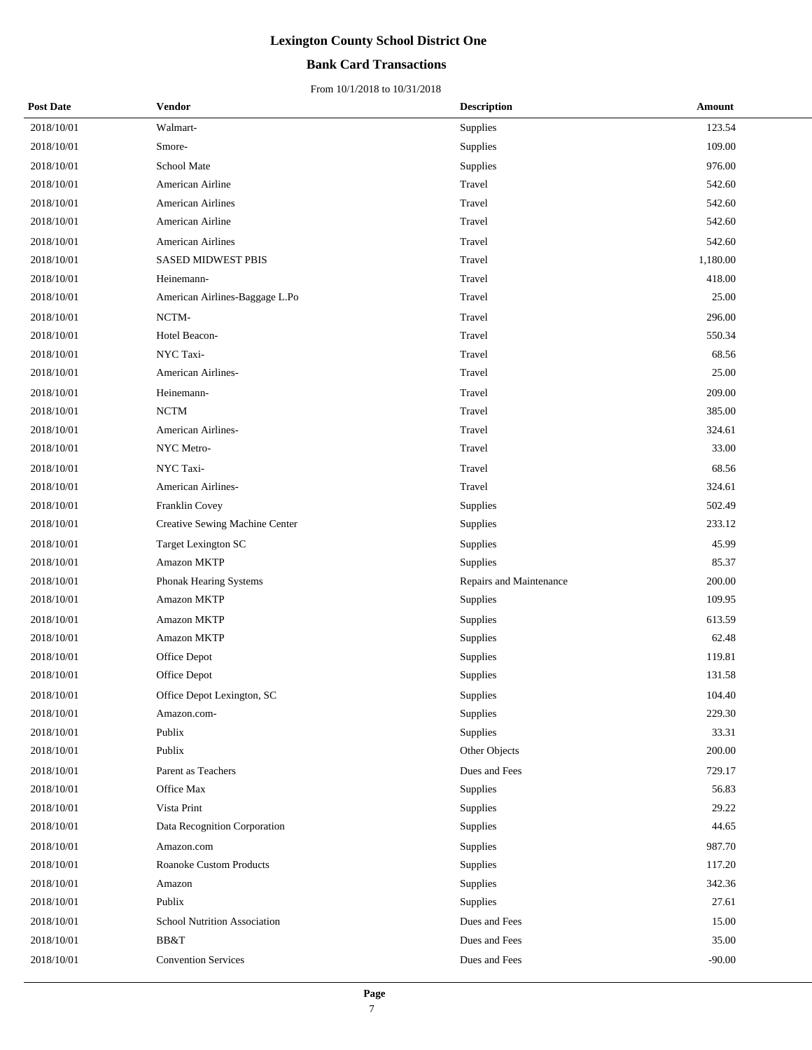# Lexington County School District One

## Bank Card Transactions

From 10/1/2018 to 10/31/2018

| Post Date | Vendor | Description | Amount |
|---|---|---|---|
| 2018/10/01 | Walmart- | Supplies | 123.54 |
| 2018/10/01 | Smore- | Supplies | 109.00 |
| 2018/10/01 | School Mate | Supplies | 976.00 |
| 2018/10/01 | American Airline | Travel | 542.60 |
| 2018/10/01 | American Airlines | Travel | 542.60 |
| 2018/10/01 | American Airline | Travel | 542.60 |
| 2018/10/01 | American Airlines | Travel | 542.60 |
| 2018/10/01 | SASED MIDWEST PBIS | Travel | 1,180.00 |
| 2018/10/01 | Heinemann- | Travel | 418.00 |
| 2018/10/01 | American Airlines-Baggage L.Po | Travel | 25.00 |
| 2018/10/01 | NCTM- | Travel | 296.00 |
| 2018/10/01 | Hotel Beacon- | Travel | 550.34 |
| 2018/10/01 | NYC Taxi- | Travel | 68.56 |
| 2018/10/01 | American Airlines- | Travel | 25.00 |
| 2018/10/01 | Heinemann- | Travel | 209.00 |
| 2018/10/01 | NCTM | Travel | 385.00 |
| 2018/10/01 | American Airlines- | Travel | 324.61 |
| 2018/10/01 | NYC Metro- | Travel | 33.00 |
| 2018/10/01 | NYC Taxi- | Travel | 68.56 |
| 2018/10/01 | American Airlines- | Travel | 324.61 |
| 2018/10/01 | Franklin Covey | Supplies | 502.49 |
| 2018/10/01 | Creative Sewing Machine Center | Supplies | 233.12 |
| 2018/10/01 | Target Lexington SC | Supplies | 45.99 |
| 2018/10/01 | Amazon MKTP | Supplies | 85.37 |
| 2018/10/01 | Phonak Hearing Systems | Repairs and Maintenance | 200.00 |
| 2018/10/01 | Amazon MKTP | Supplies | 109.95 |
| 2018/10/01 | Amazon MKTP | Supplies | 613.59 |
| 2018/10/01 | Amazon MKTP | Supplies | 62.48 |
| 2018/10/01 | Office Depot | Supplies | 119.81 |
| 2018/10/01 | Office Depot | Supplies | 131.58 |
| 2018/10/01 | Office Depot Lexington, SC | Supplies | 104.40 |
| 2018/10/01 | Amazon.com- | Supplies | 229.30 |
| 2018/10/01 | Publix | Supplies | 33.31 |
| 2018/10/01 | Publix | Other Objects | 200.00 |
| 2018/10/01 | Parent as Teachers | Dues and Fees | 729.17 |
| 2018/10/01 | Office Max | Supplies | 56.83 |
| 2018/10/01 | Vista Print | Supplies | 29.22 |
| 2018/10/01 | Data Recognition Corporation | Supplies | 44.65 |
| 2018/10/01 | Amazon.com | Supplies | 987.70 |
| 2018/10/01 | Roanoke Custom Products | Supplies | 117.20 |
| 2018/10/01 | Amazon | Supplies | 342.36 |
| 2018/10/01 | Publix | Supplies | 27.61 |
| 2018/10/01 | School Nutrition Association | Dues and Fees | 15.00 |
| 2018/10/01 | BB&T | Dues and Fees | 35.00 |
| 2018/10/01 | Convention Services | Dues and Fees | -90.00 |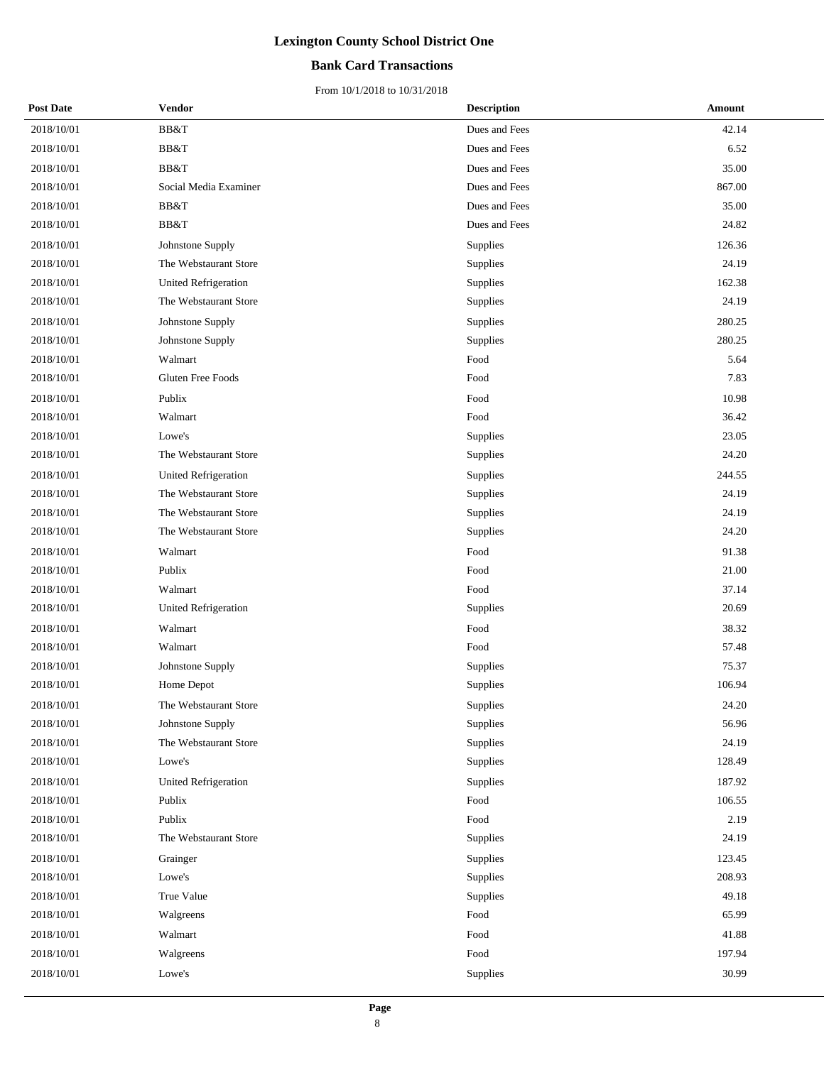# Lexington County School District One

## Bank Card Transactions

From 10/1/2018 to 10/31/2018

| Post Date | Vendor | Description | Amount |
|---|---|---|---|
| 2018/10/01 | BB&T | Dues and Fees | 42.14 |
| 2018/10/01 | BB&T | Dues and Fees | 6.52 |
| 2018/10/01 | BB&T | Dues and Fees | 35.00 |
| 2018/10/01 | Social Media Examiner | Dues and Fees | 867.00 |
| 2018/10/01 | BB&T | Dues and Fees | 35.00 |
| 2018/10/01 | BB&T | Dues and Fees | 24.82 |
| 2018/10/01 | Johnstone Supply | Supplies | 126.36 |
| 2018/10/01 | The Webstaurant Store | Supplies | 24.19 |
| 2018/10/01 | United Refrigeration | Supplies | 162.38 |
| 2018/10/01 | The Webstaurant Store | Supplies | 24.19 |
| 2018/10/01 | Johnstone Supply | Supplies | 280.25 |
| 2018/10/01 | Johnstone Supply | Supplies | 280.25 |
| 2018/10/01 | Walmart | Food | 5.64 |
| 2018/10/01 | Gluten Free Foods | Food | 7.83 |
| 2018/10/01 | Publix | Food | 10.98 |
| 2018/10/01 | Walmart | Food | 36.42 |
| 2018/10/01 | Lowe's | Supplies | 23.05 |
| 2018/10/01 | The Webstaurant Store | Supplies | 24.20 |
| 2018/10/01 | United Refrigeration | Supplies | 244.55 |
| 2018/10/01 | The Webstaurant Store | Supplies | 24.19 |
| 2018/10/01 | The Webstaurant Store | Supplies | 24.19 |
| 2018/10/01 | The Webstaurant Store | Supplies | 24.20 |
| 2018/10/01 | Walmart | Food | 91.38 |
| 2018/10/01 | Publix | Food | 21.00 |
| 2018/10/01 | Walmart | Food | 37.14 |
| 2018/10/01 | United Refrigeration | Supplies | 20.69 |
| 2018/10/01 | Walmart | Food | 38.32 |
| 2018/10/01 | Walmart | Food | 57.48 |
| 2018/10/01 | Johnstone Supply | Supplies | 75.37 |
| 2018/10/01 | Home Depot | Supplies | 106.94 |
| 2018/10/01 | The Webstaurant Store | Supplies | 24.20 |
| 2018/10/01 | Johnstone Supply | Supplies | 56.96 |
| 2018/10/01 | The Webstaurant Store | Supplies | 24.19 |
| 2018/10/01 | Lowe's | Supplies | 128.49 |
| 2018/10/01 | United Refrigeration | Supplies | 187.92 |
| 2018/10/01 | Publix | Food | 106.55 |
| 2018/10/01 | Publix | Food | 2.19 |
| 2018/10/01 | The Webstaurant Store | Supplies | 24.19 |
| 2018/10/01 | Grainger | Supplies | 123.45 |
| 2018/10/01 | Lowe's | Supplies | 208.93 |
| 2018/10/01 | True Value | Supplies | 49.18 |
| 2018/10/01 | Walgreens | Food | 65.99 |
| 2018/10/01 | Walmart | Food | 41.88 |
| 2018/10/01 | Walgreens | Food | 197.94 |
| 2018/10/01 | Lowe's | Supplies | 30.99 |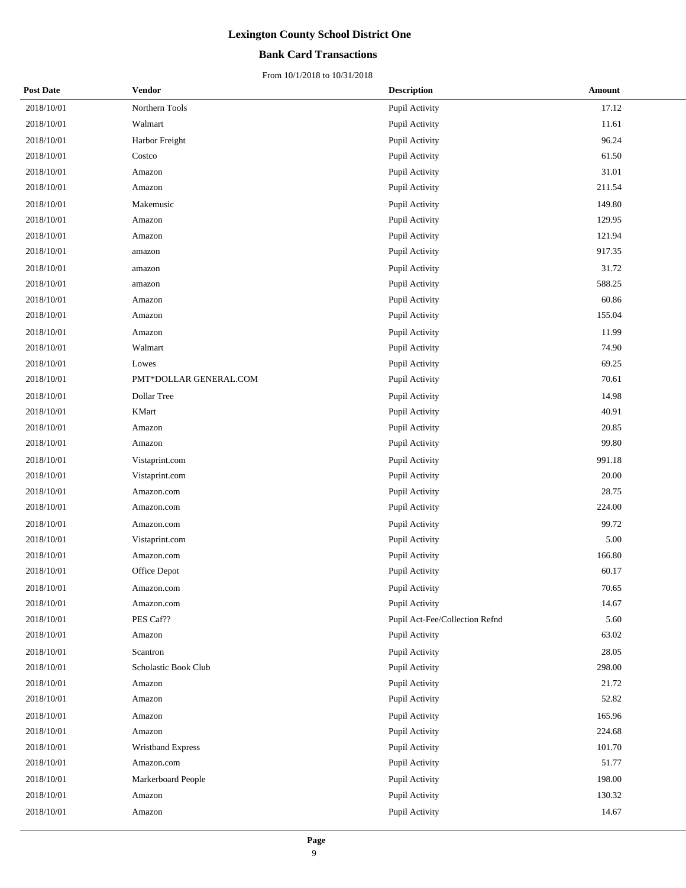# Lexington County School District One

## Bank Card Transactions

From 10/1/2018 to 10/31/2018

| Post Date | Vendor | Description | Amount |
|---|---|---|---|
| 2018/10/01 | Northern Tools | Pupil Activity | 17.12 |
| 2018/10/01 | Walmart | Pupil Activity | 11.61 |
| 2018/10/01 | Harbor Freight | Pupil Activity | 96.24 |
| 2018/10/01 | Costco | Pupil Activity | 61.50 |
| 2018/10/01 | Amazon | Pupil Activity | 31.01 |
| 2018/10/01 | Amazon | Pupil Activity | 211.54 |
| 2018/10/01 | Makemusic | Pupil Activity | 149.80 |
| 2018/10/01 | Amazon | Pupil Activity | 129.95 |
| 2018/10/01 | Amazon | Pupil Activity | 121.94 |
| 2018/10/01 | amazon | Pupil Activity | 917.35 |
| 2018/10/01 | amazon | Pupil Activity | 31.72 |
| 2018/10/01 | amazon | Pupil Activity | 588.25 |
| 2018/10/01 | Amazon | Pupil Activity | 60.86 |
| 2018/10/01 | Amazon | Pupil Activity | 155.04 |
| 2018/10/01 | Amazon | Pupil Activity | 11.99 |
| 2018/10/01 | Walmart | Pupil Activity | 74.90 |
| 2018/10/01 | Lowes | Pupil Activity | 69.25 |
| 2018/10/01 | PMT*DOLLAR GENERAL.COM | Pupil Activity | 70.61 |
| 2018/10/01 | Dollar Tree | Pupil Activity | 14.98 |
| 2018/10/01 | KMart | Pupil Activity | 40.91 |
| 2018/10/01 | Amazon | Pupil Activity | 20.85 |
| 2018/10/01 | Amazon | Pupil Activity | 99.80 |
| 2018/10/01 | Vistaprint.com | Pupil Activity | 991.18 |
| 2018/10/01 | Vistaprint.com | Pupil Activity | 20.00 |
| 2018/10/01 | Amazon.com | Pupil Activity | 28.75 |
| 2018/10/01 | Amazon.com | Pupil Activity | 224.00 |
| 2018/10/01 | Amazon.com | Pupil Activity | 99.72 |
| 2018/10/01 | Vistaprint.com | Pupil Activity | 5.00 |
| 2018/10/01 | Amazon.com | Pupil Activity | 166.80 |
| 2018/10/01 | Office Depot | Pupil Activity | 60.17 |
| 2018/10/01 | Amazon.com | Pupil Activity | 70.65 |
| 2018/10/01 | Amazon.com | Pupil Activity | 14.67 |
| 2018/10/01 | PES Caf?? | Pupil Act-Fee/Collection Refnd | 5.60 |
| 2018/10/01 | Amazon | Pupil Activity | 63.02 |
| 2018/10/01 | Scantron | Pupil Activity | 28.05 |
| 2018/10/01 | Scholastic Book Club | Pupil Activity | 298.00 |
| 2018/10/01 | Amazon | Pupil Activity | 21.72 |
| 2018/10/01 | Amazon | Pupil Activity | 52.82 |
| 2018/10/01 | Amazon | Pupil Activity | 165.96 |
| 2018/10/01 | Amazon | Pupil Activity | 224.68 |
| 2018/10/01 | Wristband Express | Pupil Activity | 101.70 |
| 2018/10/01 | Amazon.com | Pupil Activity | 51.77 |
| 2018/10/01 | Markerboard People | Pupil Activity | 198.00 |
| 2018/10/01 | Amazon | Pupil Activity | 130.32 |
| 2018/10/01 | Amazon | Pupil Activity | 14.67 |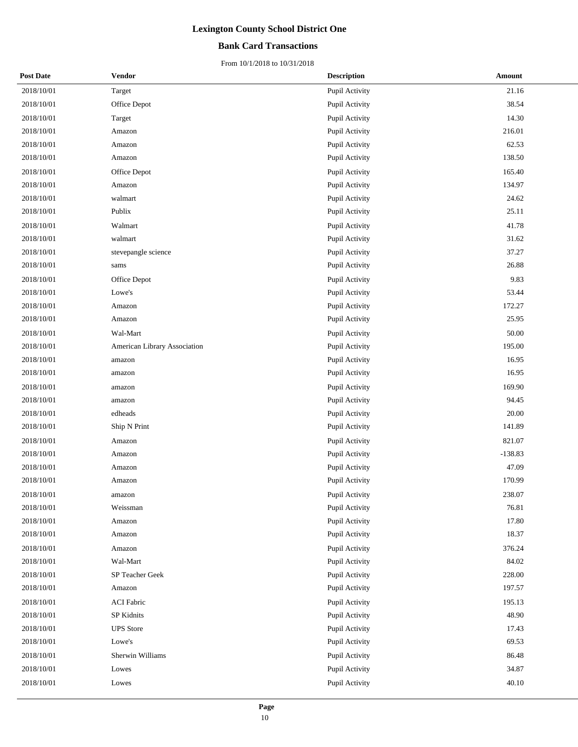# Lexington County School District One

## Bank Card Transactions

From 10/1/2018 to 10/31/2018

| Post Date | Vendor | Description | Amount |
|---|---|---|---|
| 2018/10/01 | Target | Pupil Activity | 21.16 |
| 2018/10/01 | Office Depot | Pupil Activity | 38.54 |
| 2018/10/01 | Target | Pupil Activity | 14.30 |
| 2018/10/01 | Amazon | Pupil Activity | 216.01 |
| 2018/10/01 | Amazon | Pupil Activity | 62.53 |
| 2018/10/01 | Amazon | Pupil Activity | 138.50 |
| 2018/10/01 | Office Depot | Pupil Activity | 165.40 |
| 2018/10/01 | Amazon | Pupil Activity | 134.97 |
| 2018/10/01 | walmart | Pupil Activity | 24.62 |
| 2018/10/01 | Publix | Pupil Activity | 25.11 |
| 2018/10/01 | Walmart | Pupil Activity | 41.78 |
| 2018/10/01 | walmart | Pupil Activity | 31.62 |
| 2018/10/01 | stevepangle science | Pupil Activity | 37.27 |
| 2018/10/01 | sams | Pupil Activity | 26.88 |
| 2018/10/01 | Office Depot | Pupil Activity | 9.83 |
| 2018/10/01 | Lowe's | Pupil Activity | 53.44 |
| 2018/10/01 | Amazon | Pupil Activity | 172.27 |
| 2018/10/01 | Amazon | Pupil Activity | 25.95 |
| 2018/10/01 | Wal-Mart | Pupil Activity | 50.00 |
| 2018/10/01 | American Library Association | Pupil Activity | 195.00 |
| 2018/10/01 | amazon | Pupil Activity | 16.95 |
| 2018/10/01 | amazon | Pupil Activity | 16.95 |
| 2018/10/01 | amazon | Pupil Activity | 169.90 |
| 2018/10/01 | amazon | Pupil Activity | 94.45 |
| 2018/10/01 | edheads | Pupil Activity | 20.00 |
| 2018/10/01 | Ship N Print | Pupil Activity | 141.89 |
| 2018/10/01 | Amazon | Pupil Activity | 821.07 |
| 2018/10/01 | Amazon | Pupil Activity | -138.83 |
| 2018/10/01 | Amazon | Pupil Activity | 47.09 |
| 2018/10/01 | Amazon | Pupil Activity | 170.99 |
| 2018/10/01 | amazon | Pupil Activity | 238.07 |
| 2018/10/01 | Weissman | Pupil Activity | 76.81 |
| 2018/10/01 | Amazon | Pupil Activity | 17.80 |
| 2018/10/01 | Amazon | Pupil Activity | 18.37 |
| 2018/10/01 | Amazon | Pupil Activity | 376.24 |
| 2018/10/01 | Wal-Mart | Pupil Activity | 84.02 |
| 2018/10/01 | SP Teacher Geek | Pupil Activity | 228.00 |
| 2018/10/01 | Amazon | Pupil Activity | 197.57 |
| 2018/10/01 | ACI Fabric | Pupil Activity | 195.13 |
| 2018/10/01 | SP Kidnits | Pupil Activity | 48.90 |
| 2018/10/01 | UPS Store | Pupil Activity | 17.43 |
| 2018/10/01 | Lowe's | Pupil Activity | 69.53 |
| 2018/10/01 | Sherwin Williams | Pupil Activity | 86.48 |
| 2018/10/01 | Lowes | Pupil Activity | 34.87 |
| 2018/10/01 | Lowes | Pupil Activity | 40.10 |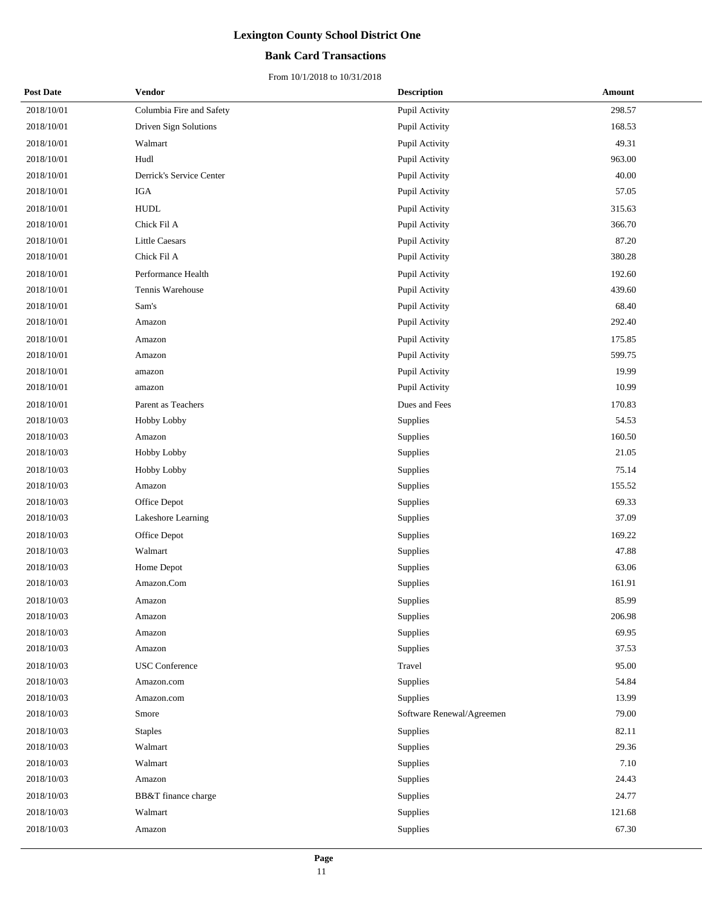# Lexington County School District One

## Bank Card Transactions

From 10/1/2018 to 10/31/2018

| Post Date | Vendor | Description | Amount |
|---|---|---|---|
| 2018/10/01 | Columbia Fire and Safety | Pupil Activity | 298.57 |
| 2018/10/01 | Driven Sign Solutions | Pupil Activity | 168.53 |
| 2018/10/01 | Walmart | Pupil Activity | 49.31 |
| 2018/10/01 | Hudl | Pupil Activity | 963.00 |
| 2018/10/01 | Derrick's Service Center | Pupil Activity | 40.00 |
| 2018/10/01 | IGA | Pupil Activity | 57.05 |
| 2018/10/01 | HUDL | Pupil Activity | 315.63 |
| 2018/10/01 | Chick Fil A | Pupil Activity | 366.70 |
| 2018/10/01 | Little Caesars | Pupil Activity | 87.20 |
| 2018/10/01 | Chick Fil A | Pupil Activity | 380.28 |
| 2018/10/01 | Performance Health | Pupil Activity | 192.60 |
| 2018/10/01 | Tennis Warehouse | Pupil Activity | 439.60 |
| 2018/10/01 | Sam's | Pupil Activity | 68.40 |
| 2018/10/01 | Amazon | Pupil Activity | 292.40 |
| 2018/10/01 | Amazon | Pupil Activity | 175.85 |
| 2018/10/01 | Amazon | Pupil Activity | 599.75 |
| 2018/10/01 | amazon | Pupil Activity | 19.99 |
| 2018/10/01 | amazon | Pupil Activity | 10.99 |
| 2018/10/01 | Parent as Teachers | Dues and Fees | 170.83 |
| 2018/10/03 | Hobby Lobby | Supplies | 54.53 |
| 2018/10/03 | Amazon | Supplies | 160.50 |
| 2018/10/03 | Hobby Lobby | Supplies | 21.05 |
| 2018/10/03 | Hobby Lobby | Supplies | 75.14 |
| 2018/10/03 | Amazon | Supplies | 155.52 |
| 2018/10/03 | Office Depot | Supplies | 69.33 |
| 2018/10/03 | Lakeshore Learning | Supplies | 37.09 |
| 2018/10/03 | Office Depot | Supplies | 169.22 |
| 2018/10/03 | Walmart | Supplies | 47.88 |
| 2018/10/03 | Home Depot | Supplies | 63.06 |
| 2018/10/03 | Amazon.Com | Supplies | 161.91 |
| 2018/10/03 | Amazon | Supplies | 85.99 |
| 2018/10/03 | Amazon | Supplies | 206.98 |
| 2018/10/03 | Amazon | Supplies | 69.95 |
| 2018/10/03 | Amazon | Supplies | 37.53 |
| 2018/10/03 | USC Conference | Travel | 95.00 |
| 2018/10/03 | Amazon.com | Supplies | 54.84 |
| 2018/10/03 | Amazon.com | Supplies | 13.99 |
| 2018/10/03 | Smore | Software Renewal/Agreemen | 79.00 |
| 2018/10/03 | Staples | Supplies | 82.11 |
| 2018/10/03 | Walmart | Supplies | 29.36 |
| 2018/10/03 | Walmart | Supplies | 7.10 |
| 2018/10/03 | Amazon | Supplies | 24.43 |
| 2018/10/03 | BB&T finance charge | Supplies | 24.77 |
| 2018/10/03 | Walmart | Supplies | 121.68 |
| 2018/10/03 | Amazon | Supplies | 67.30 |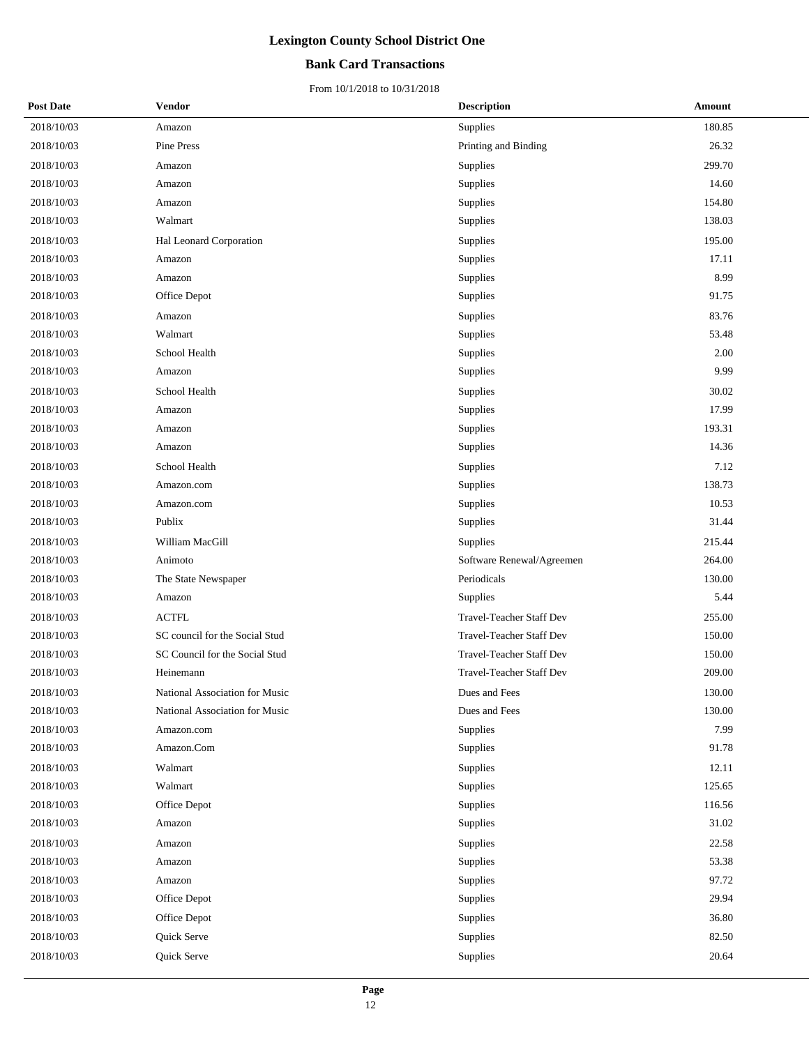# Lexington County School District One

## Bank Card Transactions

From 10/1/2018 to 10/31/2018

| Post Date | Vendor | Description | Amount |
|---|---|---|---|
| 2018/10/03 | Amazon | Supplies | 180.85 |
| 2018/10/03 | Pine Press | Printing and Binding | 26.32 |
| 2018/10/03 | Amazon | Supplies | 299.70 |
| 2018/10/03 | Amazon | Supplies | 14.60 |
| 2018/10/03 | Amazon | Supplies | 154.80 |
| 2018/10/03 | Walmart | Supplies | 138.03 |
| 2018/10/03 | Hal Leonard Corporation | Supplies | 195.00 |
| 2018/10/03 | Amazon | Supplies | 17.11 |
| 2018/10/03 | Amazon | Supplies | 8.99 |
| 2018/10/03 | Office Depot | Supplies | 91.75 |
| 2018/10/03 | Amazon | Supplies | 83.76 |
| 2018/10/03 | Walmart | Supplies | 53.48 |
| 2018/10/03 | School Health | Supplies | 2.00 |
| 2018/10/03 | Amazon | Supplies | 9.99 |
| 2018/10/03 | School Health | Supplies | 30.02 |
| 2018/10/03 | Amazon | Supplies | 17.99 |
| 2018/10/03 | Amazon | Supplies | 193.31 |
| 2018/10/03 | Amazon | Supplies | 14.36 |
| 2018/10/03 | School Health | Supplies | 7.12 |
| 2018/10/03 | Amazon.com | Supplies | 138.73 |
| 2018/10/03 | Amazon.com | Supplies | 10.53 |
| 2018/10/03 | Publix | Supplies | 31.44 |
| 2018/10/03 | William MacGill | Supplies | 215.44 |
| 2018/10/03 | Animoto | Software Renewal/Agreemen | 264.00 |
| 2018/10/03 | The State Newspaper | Periodicals | 130.00 |
| 2018/10/03 | Amazon | Supplies | 5.44 |
| 2018/10/03 | ACTFL | Travel-Teacher Staff Dev | 255.00 |
| 2018/10/03 | SC council for the Social Stud | Travel-Teacher Staff Dev | 150.00 |
| 2018/10/03 | SC Council for the Social Stud | Travel-Teacher Staff Dev | 150.00 |
| 2018/10/03 | Heinemann | Travel-Teacher Staff Dev | 209.00 |
| 2018/10/03 | National Association for Music | Dues and Fees | 130.00 |
| 2018/10/03 | National Association for Music | Dues and Fees | 130.00 |
| 2018/10/03 | Amazon.com | Supplies | 7.99 |
| 2018/10/03 | Amazon.Com | Supplies | 91.78 |
| 2018/10/03 | Walmart | Supplies | 12.11 |
| 2018/10/03 | Walmart | Supplies | 125.65 |
| 2018/10/03 | Office Depot | Supplies | 116.56 |
| 2018/10/03 | Amazon | Supplies | 31.02 |
| 2018/10/03 | Amazon | Supplies | 22.58 |
| 2018/10/03 | Amazon | Supplies | 53.38 |
| 2018/10/03 | Amazon | Supplies | 97.72 |
| 2018/10/03 | Office Depot | Supplies | 29.94 |
| 2018/10/03 | Office Depot | Supplies | 36.80 |
| 2018/10/03 | Quick Serve | Supplies | 82.50 |
| 2018/10/03 | Quick Serve | Supplies | 20.64 |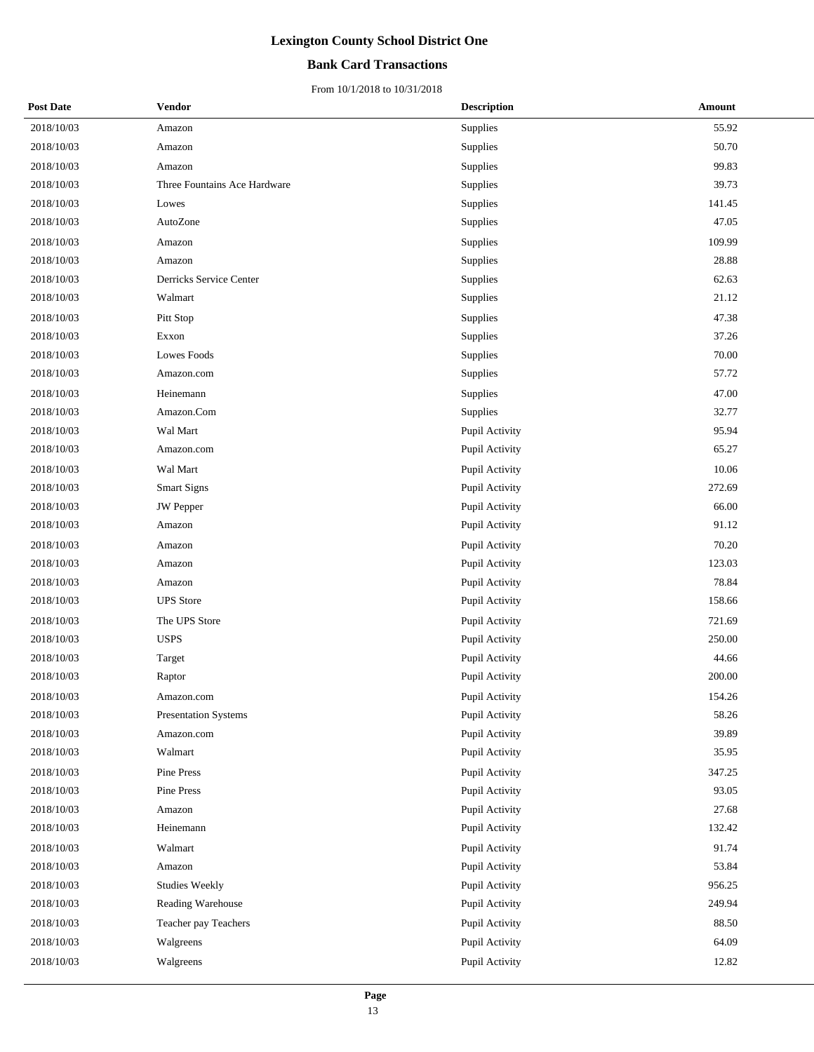# Lexington County School District One

## Bank Card Transactions

From 10/1/2018 to 10/31/2018

| Post Date | Vendor | Description | Amount |
|---|---|---|---|
| 2018/10/03 | Amazon | Supplies | 55.92 |
| 2018/10/03 | Amazon | Supplies | 50.70 |
| 2018/10/03 | Amazon | Supplies | 99.83 |
| 2018/10/03 | Three Fountains Ace Hardware | Supplies | 39.73 |
| 2018/10/03 | Lowes | Supplies | 141.45 |
| 2018/10/03 | AutoZone | Supplies | 47.05 |
| 2018/10/03 | Amazon | Supplies | 109.99 |
| 2018/10/03 | Amazon | Supplies | 28.88 |
| 2018/10/03 | Derricks Service Center | Supplies | 62.63 |
| 2018/10/03 | Walmart | Supplies | 21.12 |
| 2018/10/03 | Pitt Stop | Supplies | 47.38 |
| 2018/10/03 | Exxon | Supplies | 37.26 |
| 2018/10/03 | Lowes Foods | Supplies | 70.00 |
| 2018/10/03 | Amazon.com | Supplies | 57.72 |
| 2018/10/03 | Heinemann | Supplies | 47.00 |
| 2018/10/03 | Amazon.Com | Supplies | 32.77 |
| 2018/10/03 | Wal Mart | Pupil Activity | 95.94 |
| 2018/10/03 | Amazon.com | Pupil Activity | 65.27 |
| 2018/10/03 | Wal Mart | Pupil Activity | 10.06 |
| 2018/10/03 | Smart Signs | Pupil Activity | 272.69 |
| 2018/10/03 | JW Pepper | Pupil Activity | 66.00 |
| 2018/10/03 | Amazon | Pupil Activity | 91.12 |
| 2018/10/03 | Amazon | Pupil Activity | 70.20 |
| 2018/10/03 | Amazon | Pupil Activity | 123.03 |
| 2018/10/03 | Amazon | Pupil Activity | 78.84 |
| 2018/10/03 | UPS Store | Pupil Activity | 158.66 |
| 2018/10/03 | The UPS Store | Pupil Activity | 721.69 |
| 2018/10/03 | USPS | Pupil Activity | 250.00 |
| 2018/10/03 | Target | Pupil Activity | 44.66 |
| 2018/10/03 | Raptor | Pupil Activity | 200.00 |
| 2018/10/03 | Amazon.com | Pupil Activity | 154.26 |
| 2018/10/03 | Presentation Systems | Pupil Activity | 58.26 |
| 2018/10/03 | Amazon.com | Pupil Activity | 39.89 |
| 2018/10/03 | Walmart | Pupil Activity | 35.95 |
| 2018/10/03 | Pine Press | Pupil Activity | 347.25 |
| 2018/10/03 | Pine Press | Pupil Activity | 93.05 |
| 2018/10/03 | Amazon | Pupil Activity | 27.68 |
| 2018/10/03 | Heinemann | Pupil Activity | 132.42 |
| 2018/10/03 | Walmart | Pupil Activity | 91.74 |
| 2018/10/03 | Amazon | Pupil Activity | 53.84 |
| 2018/10/03 | Studies Weekly | Pupil Activity | 956.25 |
| 2018/10/03 | Reading Warehouse | Pupil Activity | 249.94 |
| 2018/10/03 | Teacher pay Teachers | Pupil Activity | 88.50 |
| 2018/10/03 | Walgreens | Pupil Activity | 64.09 |
| 2018/10/03 | Walgreens | Pupil Activity | 12.82 |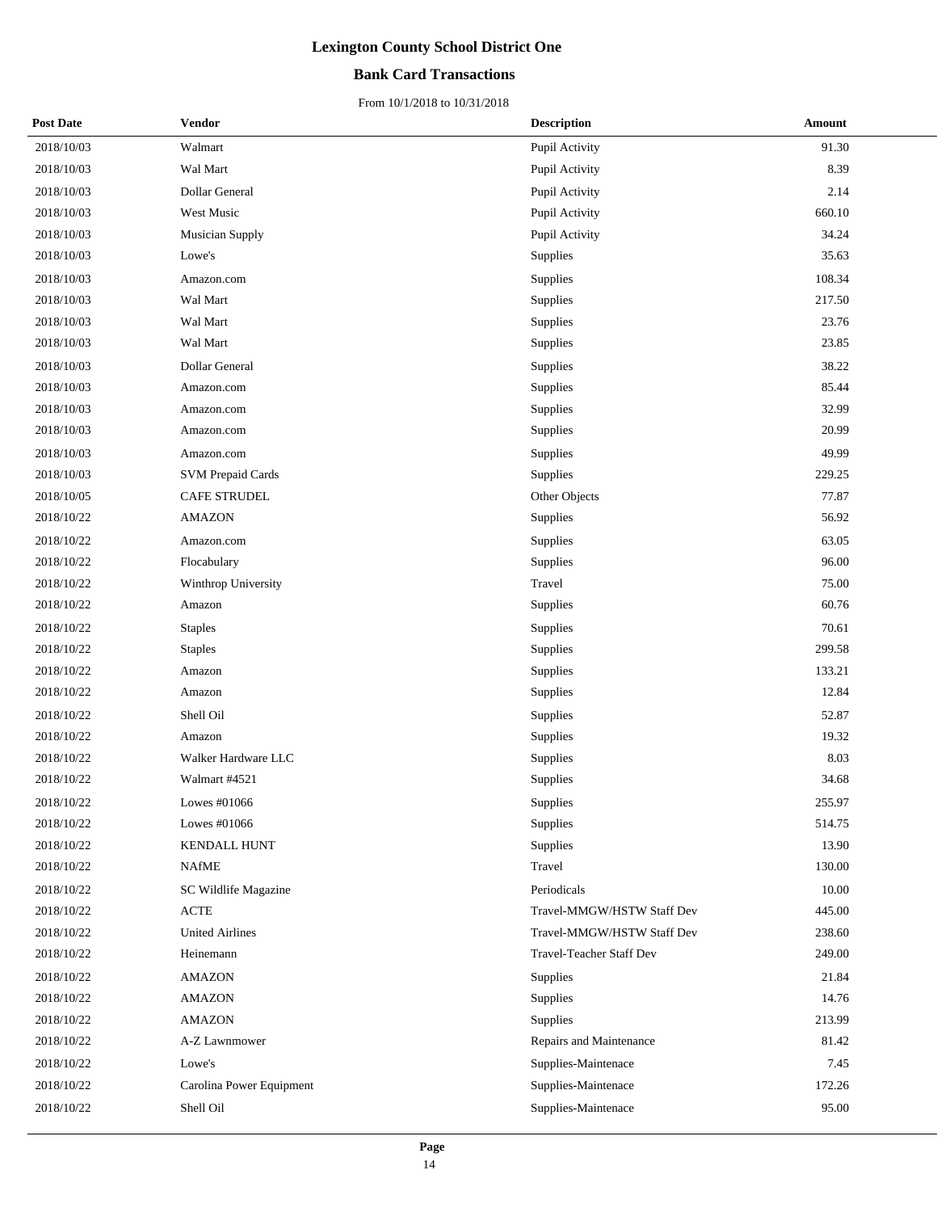# Lexington County School District One

## Bank Card Transactions

From 10/1/2018 to 10/31/2018

| Post Date | Vendor | Description | Amount |
|---|---|---|---|
| 2018/10/03 | Walmart | Pupil Activity | 91.30 |
| 2018/10/03 | Wal Mart | Pupil Activity | 8.39 |
| 2018/10/03 | Dollar General | Pupil Activity | 2.14 |
| 2018/10/03 | West Music | Pupil Activity | 660.10 |
| 2018/10/03 | Musician Supply | Pupil Activity | 34.24 |
| 2018/10/03 | Lowe's | Supplies | 35.63 |
| 2018/10/03 | Amazon.com | Supplies | 108.34 |
| 2018/10/03 | Wal Mart | Supplies | 217.50 |
| 2018/10/03 | Wal Mart | Supplies | 23.76 |
| 2018/10/03 | Wal Mart | Supplies | 23.85 |
| 2018/10/03 | Dollar General | Supplies | 38.22 |
| 2018/10/03 | Amazon.com | Supplies | 85.44 |
| 2018/10/03 | Amazon.com | Supplies | 32.99 |
| 2018/10/03 | Amazon.com | Supplies | 20.99 |
| 2018/10/03 | Amazon.com | Supplies | 49.99 |
| 2018/10/03 | SVM Prepaid Cards | Supplies | 229.25 |
| 2018/10/05 | CAFE STRUDEL | Other Objects | 77.87 |
| 2018/10/22 | AMAZON | Supplies | 56.92 |
| 2018/10/22 | Amazon.com | Supplies | 63.05 |
| 2018/10/22 | Flocabulary | Supplies | 96.00 |
| 2018/10/22 | Winthrop University | Travel | 75.00 |
| 2018/10/22 | Amazon | Supplies | 60.76 |
| 2018/10/22 | Staples | Supplies | 70.61 |
| 2018/10/22 | Staples | Supplies | 299.58 |
| 2018/10/22 | Amazon | Supplies | 133.21 |
| 2018/10/22 | Amazon | Supplies | 12.84 |
| 2018/10/22 | Shell Oil | Supplies | 52.87 |
| 2018/10/22 | Amazon | Supplies | 19.32 |
| 2018/10/22 | Walker Hardware LLC | Supplies | 8.03 |
| 2018/10/22 | Walmart #4521 | Supplies | 34.68 |
| 2018/10/22 | Lowes #01066 | Supplies | 255.97 |
| 2018/10/22 | Lowes #01066 | Supplies | 514.75 |
| 2018/10/22 | KENDALL HUNT | Supplies | 13.90 |
| 2018/10/22 | NAfME | Travel | 130.00 |
| 2018/10/22 | SC Wildlife Magazine | Periodicals | 10.00 |
| 2018/10/22 | ACTE | Travel-MMGW/HSTW Staff Dev | 445.00 |
| 2018/10/22 | United Airlines | Travel-MMGW/HSTW Staff Dev | 238.60 |
| 2018/10/22 | Heinemann | Travel-Teacher Staff Dev | 249.00 |
| 2018/10/22 | AMAZON | Supplies | 21.84 |
| 2018/10/22 | AMAZON | Supplies | 14.76 |
| 2018/10/22 | AMAZON | Supplies | 213.99 |
| 2018/10/22 | A-Z Lawnmower | Repairs and Maintenance | 81.42 |
| 2018/10/22 | Lowe's | Supplies-Maintenace | 7.45 |
| 2018/10/22 | Carolina Power Equipment | Supplies-Maintenace | 172.26 |
| 2018/10/22 | Shell Oil | Supplies-Maintenace | 95.00 |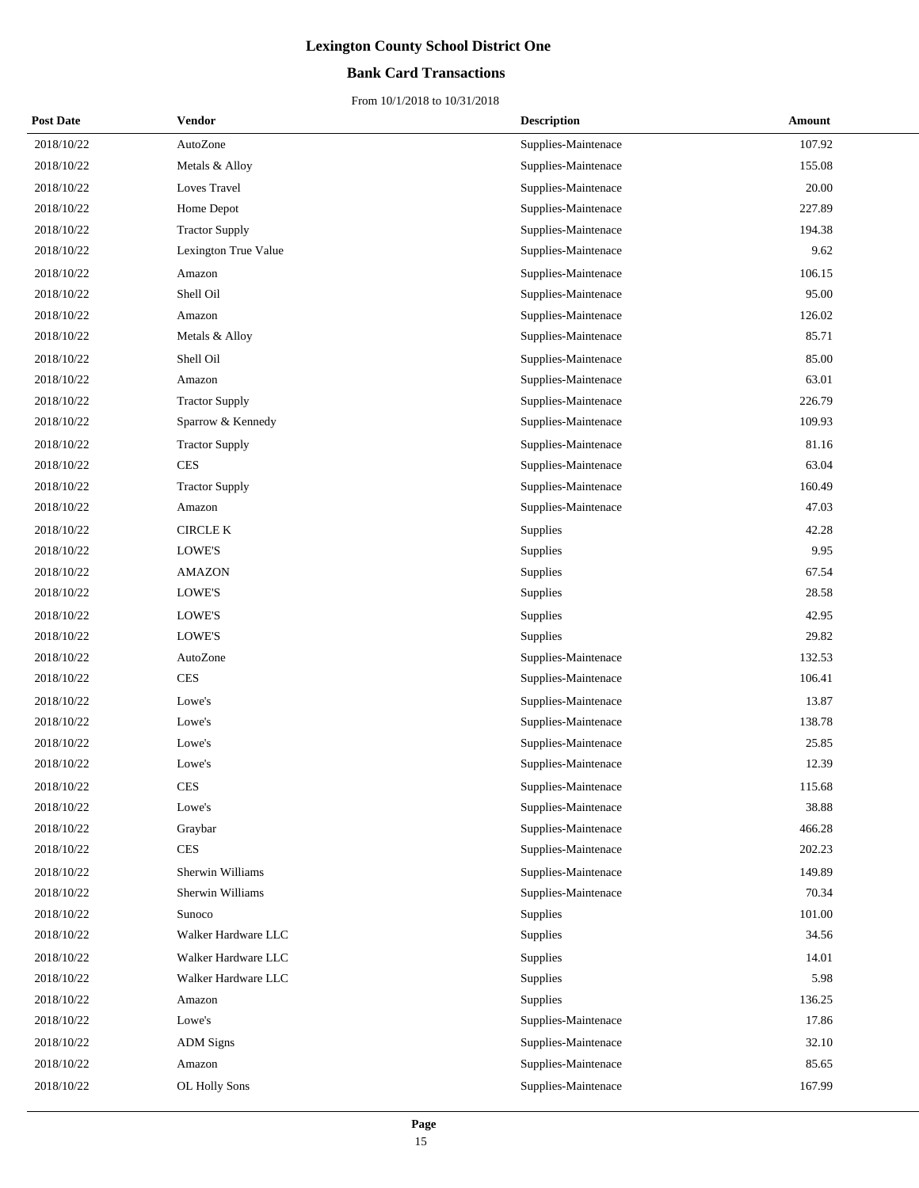# Lexington County School District One

## Bank Card Transactions

From 10/1/2018 to 10/31/2018

| Post Date | Vendor | Description | Amount |
|---|---|---|---|
| 2018/10/22 | AutoZone | Supplies-Maintenace | 107.92 |
| 2018/10/22 | Metals & Alloy | Supplies-Maintenace | 155.08 |
| 2018/10/22 | Loves Travel | Supplies-Maintenace | 20.00 |
| 2018/10/22 | Home Depot | Supplies-Maintenace | 227.89 |
| 2018/10/22 | Tractor Supply | Supplies-Maintenace | 194.38 |
| 2018/10/22 | Lexington True Value | Supplies-Maintenace | 9.62 |
| 2018/10/22 | Amazon | Supplies-Maintenace | 106.15 |
| 2018/10/22 | Shell Oil | Supplies-Maintenace | 95.00 |
| 2018/10/22 | Amazon | Supplies-Maintenace | 126.02 |
| 2018/10/22 | Metals & Alloy | Supplies-Maintenace | 85.71 |
| 2018/10/22 | Shell Oil | Supplies-Maintenace | 85.00 |
| 2018/10/22 | Amazon | Supplies-Maintenace | 63.01 |
| 2018/10/22 | Tractor Supply | Supplies-Maintenace | 226.79 |
| 2018/10/22 | Sparrow & Kennedy | Supplies-Maintenace | 109.93 |
| 2018/10/22 | Tractor Supply | Supplies-Maintenace | 81.16 |
| 2018/10/22 | CES | Supplies-Maintenace | 63.04 |
| 2018/10/22 | Tractor Supply | Supplies-Maintenace | 160.49 |
| 2018/10/22 | Amazon | Supplies-Maintenace | 47.03 |
| 2018/10/22 | CIRCLE K | Supplies | 42.28 |
| 2018/10/22 | LOWE'S | Supplies | 9.95 |
| 2018/10/22 | AMAZON | Supplies | 67.54 |
| 2018/10/22 | LOWE'S | Supplies | 28.58 |
| 2018/10/22 | LOWE'S | Supplies | 42.95 |
| 2018/10/22 | LOWE'S | Supplies | 29.82 |
| 2018/10/22 | AutoZone | Supplies-Maintenace | 132.53 |
| 2018/10/22 | CES | Supplies-Maintenace | 106.41 |
| 2018/10/22 | Lowe's | Supplies-Maintenace | 13.87 |
| 2018/10/22 | Lowe's | Supplies-Maintenace | 138.78 |
| 2018/10/22 | Lowe's | Supplies-Maintenace | 25.85 |
| 2018/10/22 | Lowe's | Supplies-Maintenace | 12.39 |
| 2018/10/22 | CES | Supplies-Maintenace | 115.68 |
| 2018/10/22 | Lowe's | Supplies-Maintenace | 38.88 |
| 2018/10/22 | Graybar | Supplies-Maintenace | 466.28 |
| 2018/10/22 | CES | Supplies-Maintenace | 202.23 |
| 2018/10/22 | Sherwin Williams | Supplies-Maintenace | 149.89 |
| 2018/10/22 | Sherwin Williams | Supplies-Maintenace | 70.34 |
| 2018/10/22 | Sunoco | Supplies | 101.00 |
| 2018/10/22 | Walker Hardware LLC | Supplies | 34.56 |
| 2018/10/22 | Walker Hardware LLC | Supplies | 14.01 |
| 2018/10/22 | Walker Hardware LLC | Supplies | 5.98 |
| 2018/10/22 | Amazon | Supplies | 136.25 |
| 2018/10/22 | Lowe's | Supplies-Maintenace | 17.86 |
| 2018/10/22 | ADM Signs | Supplies-Maintenace | 32.10 |
| 2018/10/22 | Amazon | Supplies-Maintenace | 85.65 |
| 2018/10/22 | OL Holly Sons | Supplies-Maintenace | 167.99 |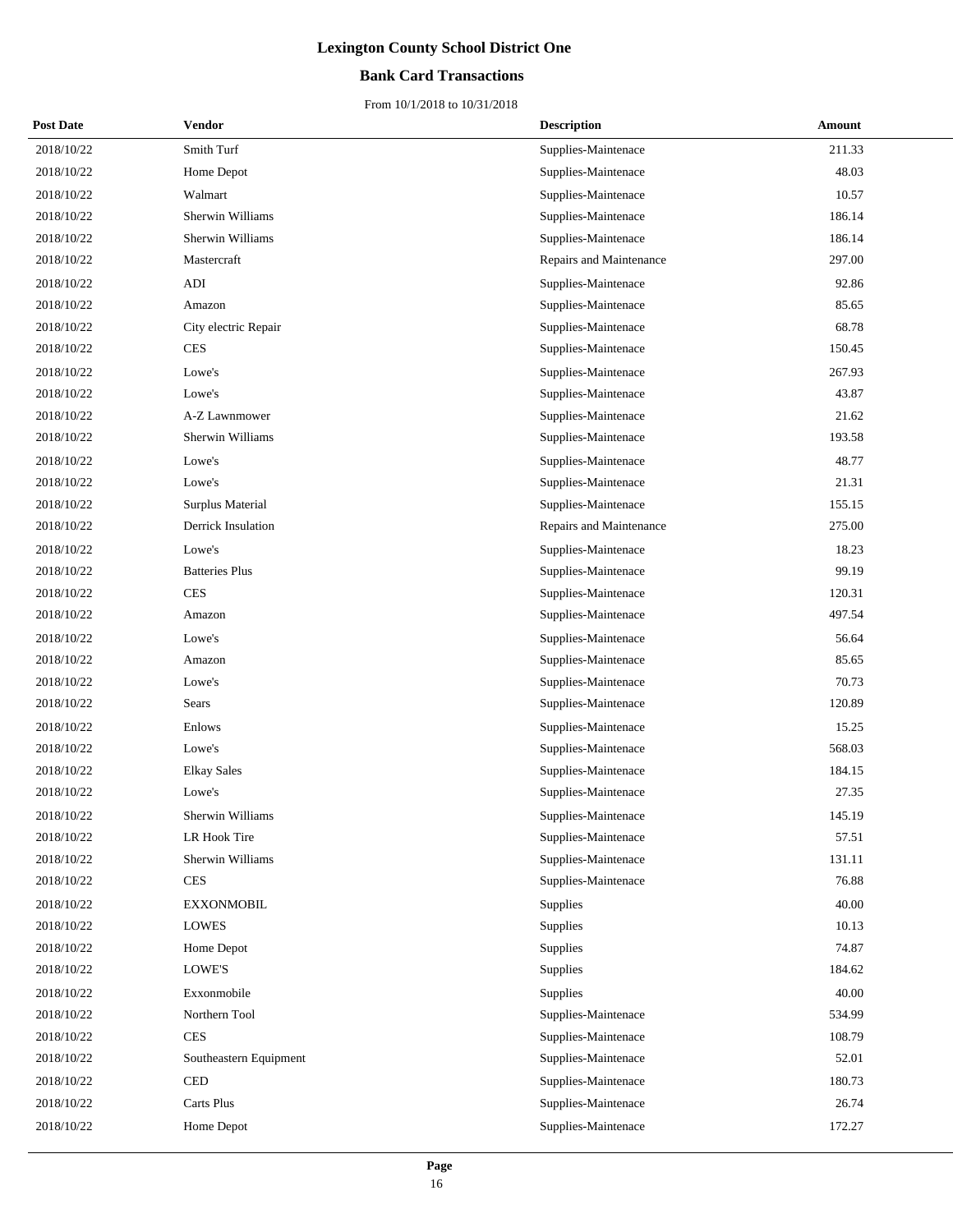# Lexington County School District One

## Bank Card Transactions

From 10/1/2018 to 10/31/2018

| Post Date | Vendor | Description | Amount |
|---|---|---|---|
| 2018/10/22 | Smith Turf | Supplies-Maintenace | 211.33 |
| 2018/10/22 | Home Depot | Supplies-Maintenace | 48.03 |
| 2018/10/22 | Walmart | Supplies-Maintenace | 10.57 |
| 2018/10/22 | Sherwin Williams | Supplies-Maintenace | 186.14 |
| 2018/10/22 | Sherwin Williams | Supplies-Maintenace | 186.14 |
| 2018/10/22 | Mastercraft | Repairs and Maintenance | 297.00 |
| 2018/10/22 | ADI | Supplies-Maintenace | 92.86 |
| 2018/10/22 | Amazon | Supplies-Maintenace | 85.65 |
| 2018/10/22 | City electric Repair | Supplies-Maintenace | 68.78 |
| 2018/10/22 | CES | Supplies-Maintenace | 150.45 |
| 2018/10/22 | Lowe's | Supplies-Maintenace | 267.93 |
| 2018/10/22 | Lowe's | Supplies-Maintenace | 43.87 |
| 2018/10/22 | A-Z Lawnmower | Supplies-Maintenace | 21.62 |
| 2018/10/22 | Sherwin Williams | Supplies-Maintenace | 193.58 |
| 2018/10/22 | Lowe's | Supplies-Maintenace | 48.77 |
| 2018/10/22 | Lowe's | Supplies-Maintenace | 21.31 |
| 2018/10/22 | Surplus Material | Supplies-Maintenace | 155.15 |
| 2018/10/22 | Derrick Insulation | Repairs and Maintenance | 275.00 |
| 2018/10/22 | Lowe's | Supplies-Maintenace | 18.23 |
| 2018/10/22 | Batteries Plus | Supplies-Maintenace | 99.19 |
| 2018/10/22 | CES | Supplies-Maintenace | 120.31 |
| 2018/10/22 | Amazon | Supplies-Maintenace | 497.54 |
| 2018/10/22 | Lowe's | Supplies-Maintenace | 56.64 |
| 2018/10/22 | Amazon | Supplies-Maintenace | 85.65 |
| 2018/10/22 | Lowe's | Supplies-Maintenace | 70.73 |
| 2018/10/22 | Sears | Supplies-Maintenace | 120.89 |
| 2018/10/22 | Enlows | Supplies-Maintenace | 15.25 |
| 2018/10/22 | Lowe's | Supplies-Maintenace | 568.03 |
| 2018/10/22 | Elkay Sales | Supplies-Maintenace | 184.15 |
| 2018/10/22 | Lowe's | Supplies-Maintenace | 27.35 |
| 2018/10/22 | Sherwin Williams | Supplies-Maintenace | 145.19 |
| 2018/10/22 | LR Hook Tire | Supplies-Maintenace | 57.51 |
| 2018/10/22 | Sherwin Williams | Supplies-Maintenace | 131.11 |
| 2018/10/22 | CES | Supplies-Maintenace | 76.88 |
| 2018/10/22 | EXXONMOBIL | Supplies | 40.00 |
| 2018/10/22 | LOWES | Supplies | 10.13 |
| 2018/10/22 | Home Depot | Supplies | 74.87 |
| 2018/10/22 | LOWE'S | Supplies | 184.62 |
| 2018/10/22 | Exxonmobile | Supplies | 40.00 |
| 2018/10/22 | Northern Tool | Supplies-Maintenace | 534.99 |
| 2018/10/22 | CES | Supplies-Maintenace | 108.79 |
| 2018/10/22 | Southeastern Equipment | Supplies-Maintenace | 52.01 |
| 2018/10/22 | CED | Supplies-Maintenace | 180.73 |
| 2018/10/22 | Carts Plus | Supplies-Maintenace | 26.74 |
| 2018/10/22 | Home Depot | Supplies-Maintenace | 172.27 |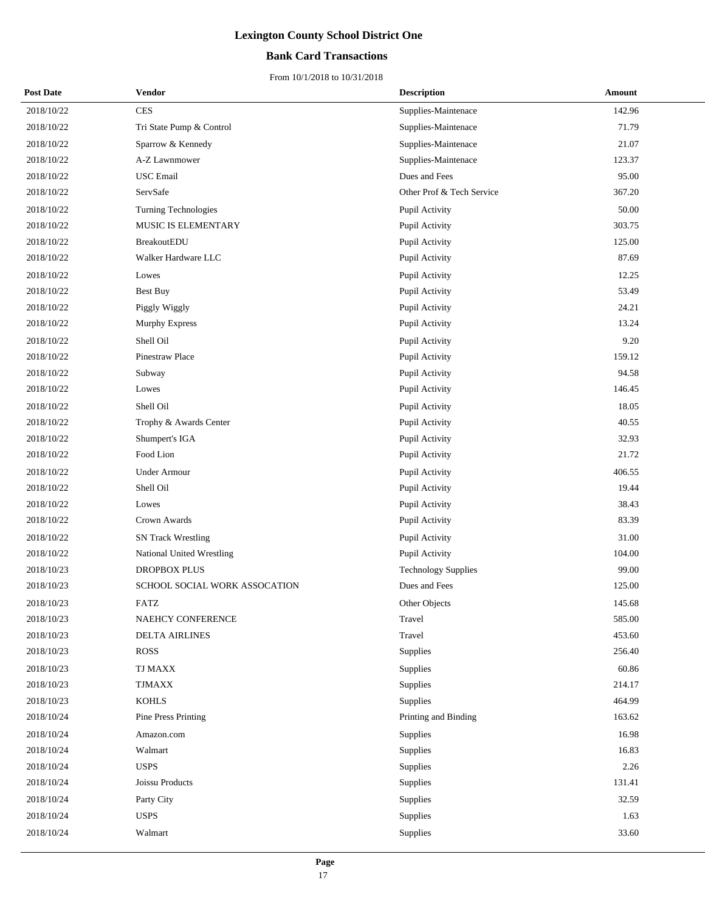# Lexington County School District One

## Bank Card Transactions

From 10/1/2018 to 10/31/2018

| Post Date | Vendor | Description | Amount |
|---|---|---|---|
| 2018/10/22 | CES | Supplies-Maintenace | 142.96 |
| 2018/10/22 | Tri State Pump & Control | Supplies-Maintenace | 71.79 |
| 2018/10/22 | Sparrow & Kennedy | Supplies-Maintenace | 21.07 |
| 2018/10/22 | A-Z Lawnmower | Supplies-Maintenace | 123.37 |
| 2018/10/22 | USC Email | Dues and Fees | 95.00 |
| 2018/10/22 | ServSafe | Other Prof & Tech Service | 367.20 |
| 2018/10/22 | Turning Technologies | Pupil Activity | 50.00 |
| 2018/10/22 | MUSIC IS ELEMENTARY | Pupil Activity | 303.75 |
| 2018/10/22 | BreakoutEDU | Pupil Activity | 125.00 |
| 2018/10/22 | Walker Hardware LLC | Pupil Activity | 87.69 |
| 2018/10/22 | Lowes | Pupil Activity | 12.25 |
| 2018/10/22 | Best Buy | Pupil Activity | 53.49 |
| 2018/10/22 | Piggly Wiggly | Pupil Activity | 24.21 |
| 2018/10/22 | Murphy Express | Pupil Activity | 13.24 |
| 2018/10/22 | Shell Oil | Pupil Activity | 9.20 |
| 2018/10/22 | Pinestraw Place | Pupil Activity | 159.12 |
| 2018/10/22 | Subway | Pupil Activity | 94.58 |
| 2018/10/22 | Lowes | Pupil Activity | 146.45 |
| 2018/10/22 | Shell Oil | Pupil Activity | 18.05 |
| 2018/10/22 | Trophy & Awards Center | Pupil Activity | 40.55 |
| 2018/10/22 | Shumpert's IGA | Pupil Activity | 32.93 |
| 2018/10/22 | Food Lion | Pupil Activity | 21.72 |
| 2018/10/22 | Under Armour | Pupil Activity | 406.55 |
| 2018/10/22 | Shell Oil | Pupil Activity | 19.44 |
| 2018/10/22 | Lowes | Pupil Activity | 38.43 |
| 2018/10/22 | Crown Awards | Pupil Activity | 83.39 |
| 2018/10/22 | SN Track Wrestling | Pupil Activity | 31.00 |
| 2018/10/22 | National United Wrestling | Pupil Activity | 104.00 |
| 2018/10/23 | DROPBOX PLUS | Technology Supplies | 99.00 |
| 2018/10/23 | SCHOOL SOCIAL WORK ASSOCATION | Dues and Fees | 125.00 |
| 2018/10/23 | FATZ | Other Objects | 145.68 |
| 2018/10/23 | NAEHCY CONFERENCE | Travel | 585.00 |
| 2018/10/23 | DELTA AIRLINES | Travel | 453.60 |
| 2018/10/23 | ROSS | Supplies | 256.40 |
| 2018/10/23 | TJ MAXX | Supplies | 60.86 |
| 2018/10/23 | TJMAXX | Supplies | 214.17 |
| 2018/10/23 | KOHLS | Supplies | 464.99 |
| 2018/10/24 | Pine Press Printing | Printing and Binding | 163.62 |
| 2018/10/24 | Amazon.com | Supplies | 16.98 |
| 2018/10/24 | Walmart | Supplies | 16.83 |
| 2018/10/24 | USPS | Supplies | 2.26 |
| 2018/10/24 | Joissu Products | Supplies | 131.41 |
| 2018/10/24 | Party City | Supplies | 32.59 |
| 2018/10/24 | USPS | Supplies | 1.63 |
| 2018/10/24 | Walmart | Supplies | 33.60 |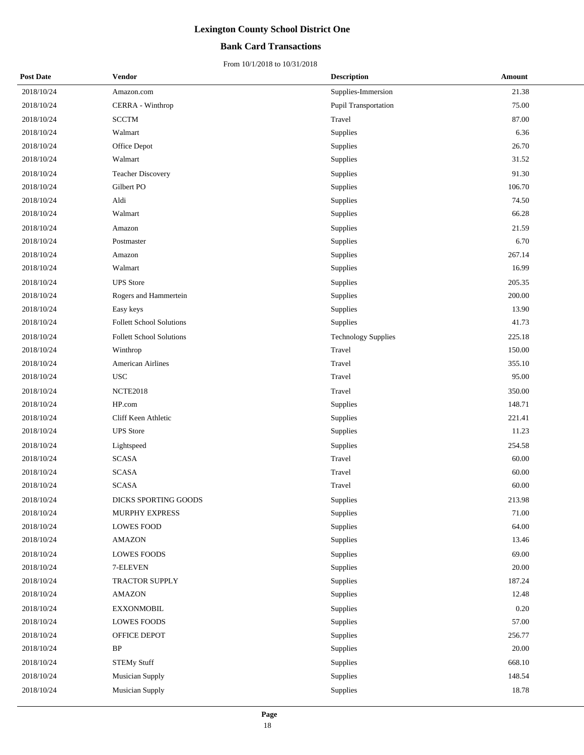# Lexington County School District One

## Bank Card Transactions

From 10/1/2018 to 10/31/2018

| Post Date | Vendor | Description | Amount |
|---|---|---|---|
| 2018/10/24 | Amazon.com | Supplies-Immersion | 21.38 |
| 2018/10/24 | CERRA - Winthrop | Pupil Transportation | 75.00 |
| 2018/10/24 | SCCTM | Travel | 87.00 |
| 2018/10/24 | Walmart | Supplies | 6.36 |
| 2018/10/24 | Office Depot | Supplies | 26.70 |
| 2018/10/24 | Walmart | Supplies | 31.52 |
| 2018/10/24 | Teacher Discovery | Supplies | 91.30 |
| 2018/10/24 | Gilbert PO | Supplies | 106.70 |
| 2018/10/24 | Aldi | Supplies | 74.50 |
| 2018/10/24 | Walmart | Supplies | 66.28 |
| 2018/10/24 | Amazon | Supplies | 21.59 |
| 2018/10/24 | Postmaster | Supplies | 6.70 |
| 2018/10/24 | Amazon | Supplies | 267.14 |
| 2018/10/24 | Walmart | Supplies | 16.99 |
| 2018/10/24 | UPS Store | Supplies | 205.35 |
| 2018/10/24 | Rogers and Hammertein | Supplies | 200.00 |
| 2018/10/24 | Easy keys | Supplies | 13.90 |
| 2018/10/24 | Follett School Solutions | Supplies | 41.73 |
| 2018/10/24 | Follett School Solutions | Technology Supplies | 225.18 |
| 2018/10/24 | Winthrop | Travel | 150.00 |
| 2018/10/24 | American Airlines | Travel | 355.10 |
| 2018/10/24 | USC | Travel | 95.00 |
| 2018/10/24 | NCTE2018 | Travel | 350.00 |
| 2018/10/24 | HP.com | Supplies | 148.71 |
| 2018/10/24 | Cliff Keen Athletic | Supplies | 221.41 |
| 2018/10/24 | UPS Store | Supplies | 11.23 |
| 2018/10/24 | Lightspeed | Supplies | 254.58 |
| 2018/10/24 | SCASA | Travel | 60.00 |
| 2018/10/24 | SCASA | Travel | 60.00 |
| 2018/10/24 | SCASA | Travel | 60.00 |
| 2018/10/24 | DICKS SPORTING GOODS | Supplies | 213.98 |
| 2018/10/24 | MURPHY EXPRESS | Supplies | 71.00 |
| 2018/10/24 | LOWES FOOD | Supplies | 64.00 |
| 2018/10/24 | AMAZON | Supplies | 13.46 |
| 2018/10/24 | LOWES FOODS | Supplies | 69.00 |
| 2018/10/24 | 7-ELEVEN | Supplies | 20.00 |
| 2018/10/24 | TRACTOR SUPPLY | Supplies | 187.24 |
| 2018/10/24 | AMAZON | Supplies | 12.48 |
| 2018/10/24 | EXXONMOBIL | Supplies | 0.20 |
| 2018/10/24 | LOWES FOODS | Supplies | 57.00 |
| 2018/10/24 | OFFICE DEPOT | Supplies | 256.77 |
| 2018/10/24 | BP | Supplies | 20.00 |
| 2018/10/24 | STEMy Stuff | Supplies | 668.10 |
| 2018/10/24 | Musician Supply | Supplies | 148.54 |
| 2018/10/24 | Musician Supply | Supplies | 18.78 |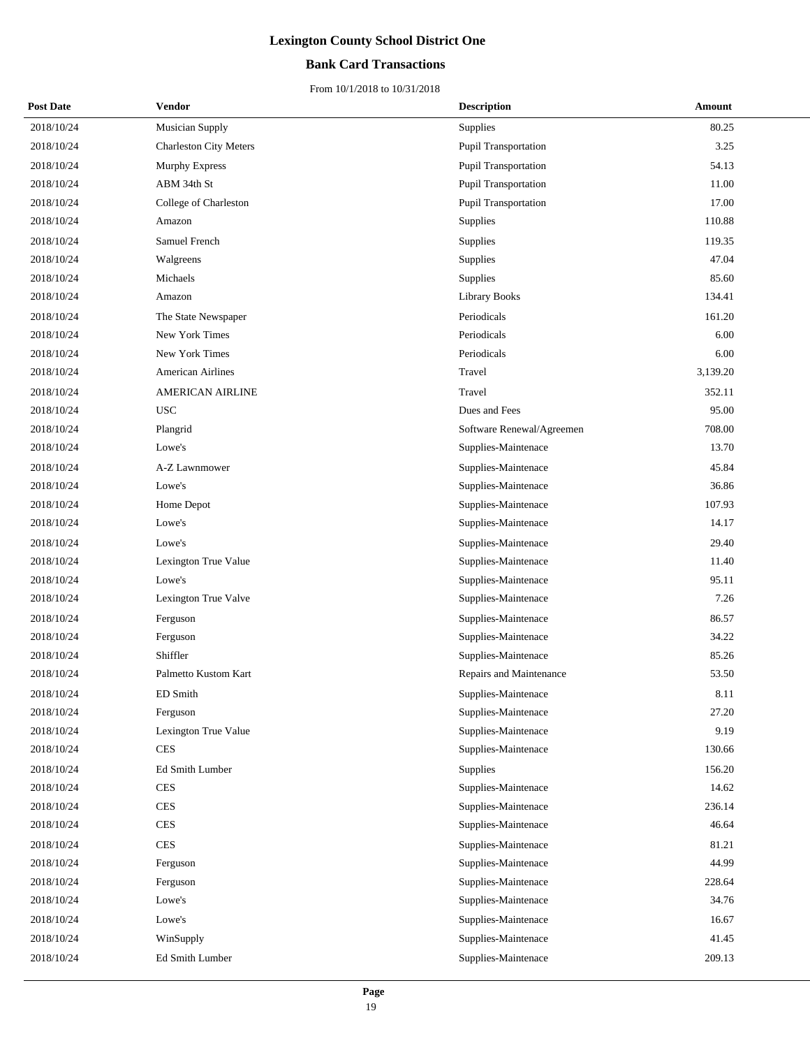# Lexington County School District One

## Bank Card Transactions

From 10/1/2018 to 10/31/2018

| Post Date | Vendor | Description | Amount |
|---|---|---|---|
| 2018/10/24 | Musician Supply | Supplies | 80.25 |
| 2018/10/24 | Charleston City Meters | Pupil Transportation | 3.25 |
| 2018/10/24 | Murphy Express | Pupil Transportation | 54.13 |
| 2018/10/24 | ABM 34th St | Pupil Transportation | 11.00 |
| 2018/10/24 | College of Charleston | Pupil Transportation | 17.00 |
| 2018/10/24 | Amazon | Supplies | 110.88 |
| 2018/10/24 | Samuel French | Supplies | 119.35 |
| 2018/10/24 | Walgreens | Supplies | 47.04 |
| 2018/10/24 | Michaels | Supplies | 85.60 |
| 2018/10/24 | Amazon | Library Books | 134.41 |
| 2018/10/24 | The State Newspaper | Periodicals | 161.20 |
| 2018/10/24 | New York Times | Periodicals | 6.00 |
| 2018/10/24 | New York Times | Periodicals | 6.00 |
| 2018/10/24 | American Airlines | Travel | 3,139.20 |
| 2018/10/24 | AMERICAN AIRLINE | Travel | 352.11 |
| 2018/10/24 | USC | Dues and Fees | 95.00 |
| 2018/10/24 | Plangrid | Software Renewal/Agreemen | 708.00 |
| 2018/10/24 | Lowe's | Supplies-Maintenace | 13.70 |
| 2018/10/24 | A-Z Lawnmower | Supplies-Maintenace | 45.84 |
| 2018/10/24 | Lowe's | Supplies-Maintenace | 36.86 |
| 2018/10/24 | Home Depot | Supplies-Maintenace | 107.93 |
| 2018/10/24 | Lowe's | Supplies-Maintenace | 14.17 |
| 2018/10/24 | Lowe's | Supplies-Maintenace | 29.40 |
| 2018/10/24 | Lexington True Value | Supplies-Maintenace | 11.40 |
| 2018/10/24 | Lowe's | Supplies-Maintenace | 95.11 |
| 2018/10/24 | Lexington True Valve | Supplies-Maintenace | 7.26 |
| 2018/10/24 | Ferguson | Supplies-Maintenace | 86.57 |
| 2018/10/24 | Ferguson | Supplies-Maintenace | 34.22 |
| 2018/10/24 | Shiffler | Supplies-Maintenace | 85.26 |
| 2018/10/24 | Palmetto Kustom Kart | Repairs and Maintenance | 53.50 |
| 2018/10/24 | ED Smith | Supplies-Maintenace | 8.11 |
| 2018/10/24 | Ferguson | Supplies-Maintenace | 27.20 |
| 2018/10/24 | Lexington True Value | Supplies-Maintenace | 9.19 |
| 2018/10/24 | CES | Supplies-Maintenace | 130.66 |
| 2018/10/24 | Ed Smith Lumber | Supplies | 156.20 |
| 2018/10/24 | CES | Supplies-Maintenace | 14.62 |
| 2018/10/24 | CES | Supplies-Maintenace | 236.14 |
| 2018/10/24 | CES | Supplies-Maintenace | 46.64 |
| 2018/10/24 | CES | Supplies-Maintenace | 81.21 |
| 2018/10/24 | Ferguson | Supplies-Maintenace | 44.99 |
| 2018/10/24 | Ferguson | Supplies-Maintenace | 228.64 |
| 2018/10/24 | Lowe's | Supplies-Maintenace | 34.76 |
| 2018/10/24 | Lowe's | Supplies-Maintenace | 16.67 |
| 2018/10/24 | WinSupply | Supplies-Maintenace | 41.45 |
| 2018/10/24 | Ed Smith Lumber | Supplies-Maintenace | 209.13 |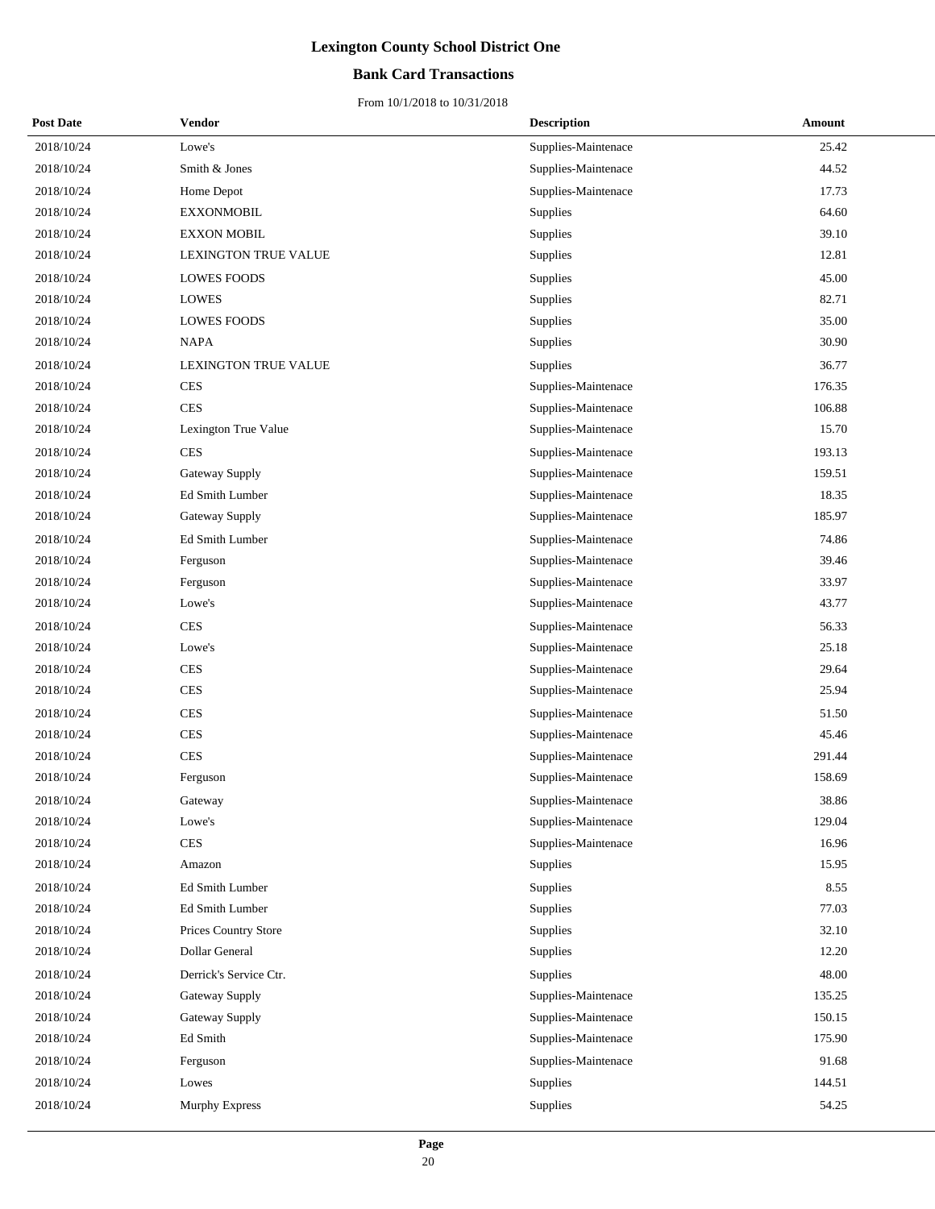# Lexington County School District One

## Bank Card Transactions

From 10/1/2018 to 10/31/2018

| Post Date | Vendor | Description | Amount |
|---|---|---|---|
| 2018/10/24 | Lowe's | Supplies-Maintenace | 25.42 |
| 2018/10/24 | Smith & Jones | Supplies-Maintenace | 44.52 |
| 2018/10/24 | Home Depot | Supplies-Maintenace | 17.73 |
| 2018/10/24 | EXXONMOBIL | Supplies | 64.60 |
| 2018/10/24 | EXXON MOBIL | Supplies | 39.10 |
| 2018/10/24 | LEXINGTON TRUE VALUE | Supplies | 12.81 |
| 2018/10/24 | LOWES FOODS | Supplies | 45.00 |
| 2018/10/24 | LOWES | Supplies | 82.71 |
| 2018/10/24 | LOWES FOODS | Supplies | 35.00 |
| 2018/10/24 | NAPA | Supplies | 30.90 |
| 2018/10/24 | LEXINGTON TRUE VALUE | Supplies | 36.77 |
| 2018/10/24 | CES | Supplies-Maintenace | 176.35 |
| 2018/10/24 | CES | Supplies-Maintenace | 106.88 |
| 2018/10/24 | Lexington True Value | Supplies-Maintenace | 15.70 |
| 2018/10/24 | CES | Supplies-Maintenace | 193.13 |
| 2018/10/24 | Gateway Supply | Supplies-Maintenace | 159.51 |
| 2018/10/24 | Ed Smith Lumber | Supplies-Maintenace | 18.35 |
| 2018/10/24 | Gateway Supply | Supplies-Maintenace | 185.97 |
| 2018/10/24 | Ed Smith Lumber | Supplies-Maintenace | 74.86 |
| 2018/10/24 | Ferguson | Supplies-Maintenace | 39.46 |
| 2018/10/24 | Ferguson | Supplies-Maintenace | 33.97 |
| 2018/10/24 | Lowe's | Supplies-Maintenace | 43.77 |
| 2018/10/24 | CES | Supplies-Maintenace | 56.33 |
| 2018/10/24 | Lowe's | Supplies-Maintenace | 25.18 |
| 2018/10/24 | CES | Supplies-Maintenace | 29.64 |
| 2018/10/24 | CES | Supplies-Maintenace | 25.94 |
| 2018/10/24 | CES | Supplies-Maintenace | 51.50 |
| 2018/10/24 | CES | Supplies-Maintenace | 45.46 |
| 2018/10/24 | CES | Supplies-Maintenace | 291.44 |
| 2018/10/24 | Ferguson | Supplies-Maintenace | 158.69 |
| 2018/10/24 | Gateway | Supplies-Maintenace | 38.86 |
| 2018/10/24 | Lowe's | Supplies-Maintenace | 129.04 |
| 2018/10/24 | CES | Supplies-Maintenace | 16.96 |
| 2018/10/24 | Amazon | Supplies | 15.95 |
| 2018/10/24 | Ed Smith Lumber | Supplies | 8.55 |
| 2018/10/24 | Ed Smith Lumber | Supplies | 77.03 |
| 2018/10/24 | Prices Country Store | Supplies | 32.10 |
| 2018/10/24 | Dollar General | Supplies | 12.20 |
| 2018/10/24 | Derrick's Service Ctr. | Supplies | 48.00 |
| 2018/10/24 | Gateway Supply | Supplies-Maintenace | 135.25 |
| 2018/10/24 | Gateway Supply | Supplies-Maintenace | 150.15 |
| 2018/10/24 | Ed Smith | Supplies-Maintenace | 175.90 |
| 2018/10/24 | Ferguson | Supplies-Maintenace | 91.68 |
| 2018/10/24 | Lowes | Supplies | 144.51 |
| 2018/10/24 | Murphy Express | Supplies | 54.25 |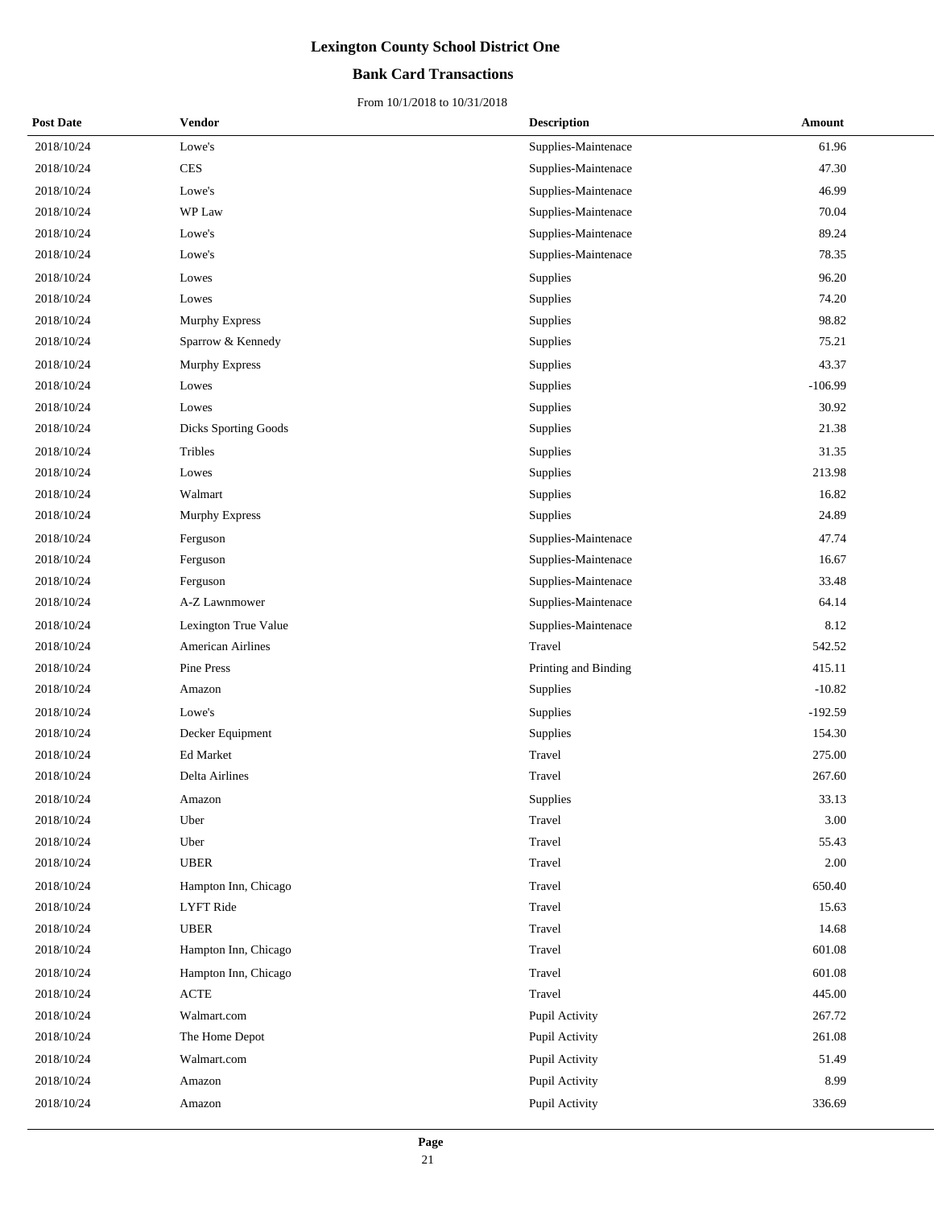# Lexington County School District One

## Bank Card Transactions

From 10/1/2018 to 10/31/2018

| Post Date | Vendor | Description | Amount |
|---|---|---|---|
| 2018/10/24 | Lowe's | Supplies-Maintenace | 61.96 |
| 2018/10/24 | CES | Supplies-Maintenace | 47.30 |
| 2018/10/24 | Lowe's | Supplies-Maintenace | 46.99 |
| 2018/10/24 | WP Law | Supplies-Maintenace | 70.04 |
| 2018/10/24 | Lowe's | Supplies-Maintenace | 89.24 |
| 2018/10/24 | Lowe's | Supplies-Maintenace | 78.35 |
| 2018/10/24 | Lowes | Supplies | 96.20 |
| 2018/10/24 | Lowes | Supplies | 74.20 |
| 2018/10/24 | Murphy Express | Supplies | 98.82 |
| 2018/10/24 | Sparrow & Kennedy | Supplies | 75.21 |
| 2018/10/24 | Murphy Express | Supplies | 43.37 |
| 2018/10/24 | Lowes | Supplies | -106.99 |
| 2018/10/24 | Lowes | Supplies | 30.92 |
| 2018/10/24 | Dicks Sporting Goods | Supplies | 21.38 |
| 2018/10/24 | Tribles | Supplies | 31.35 |
| 2018/10/24 | Lowes | Supplies | 213.98 |
| 2018/10/24 | Walmart | Supplies | 16.82 |
| 2018/10/24 | Murphy Express | Supplies | 24.89 |
| 2018/10/24 | Ferguson | Supplies-Maintenace | 47.74 |
| 2018/10/24 | Ferguson | Supplies-Maintenace | 16.67 |
| 2018/10/24 | Ferguson | Supplies-Maintenace | 33.48 |
| 2018/10/24 | A-Z Lawnmower | Supplies-Maintenace | 64.14 |
| 2018/10/24 | Lexington True Value | Supplies-Maintenace | 8.12 |
| 2018/10/24 | American Airlines | Travel | 542.52 |
| 2018/10/24 | Pine Press | Printing and Binding | 415.11 |
| 2018/10/24 | Amazon | Supplies | -10.82 |
| 2018/10/24 | Lowe's | Supplies | -192.59 |
| 2018/10/24 | Decker Equipment | Supplies | 154.30 |
| 2018/10/24 | Ed Market | Travel | 275.00 |
| 2018/10/24 | Delta Airlines | Travel | 267.60 |
| 2018/10/24 | Amazon | Supplies | 33.13 |
| 2018/10/24 | Uber | Travel | 3.00 |
| 2018/10/24 | Uber | Travel | 55.43 |
| 2018/10/24 | UBER | Travel | 2.00 |
| 2018/10/24 | Hampton Inn, Chicago | Travel | 650.40 |
| 2018/10/24 | LYFT Ride | Travel | 15.63 |
| 2018/10/24 | UBER | Travel | 14.68 |
| 2018/10/24 | Hampton Inn, Chicago | Travel | 601.08 |
| 2018/10/24 | Hampton Inn, Chicago | Travel | 601.08 |
| 2018/10/24 | ACTE | Travel | 445.00 |
| 2018/10/24 | Walmart.com | Pupil Activity | 267.72 |
| 2018/10/24 | The Home Depot | Pupil Activity | 261.08 |
| 2018/10/24 | Walmart.com | Pupil Activity | 51.49 |
| 2018/10/24 | Amazon | Pupil Activity | 8.99 |
| 2018/10/24 | Amazon | Pupil Activity | 336.69 |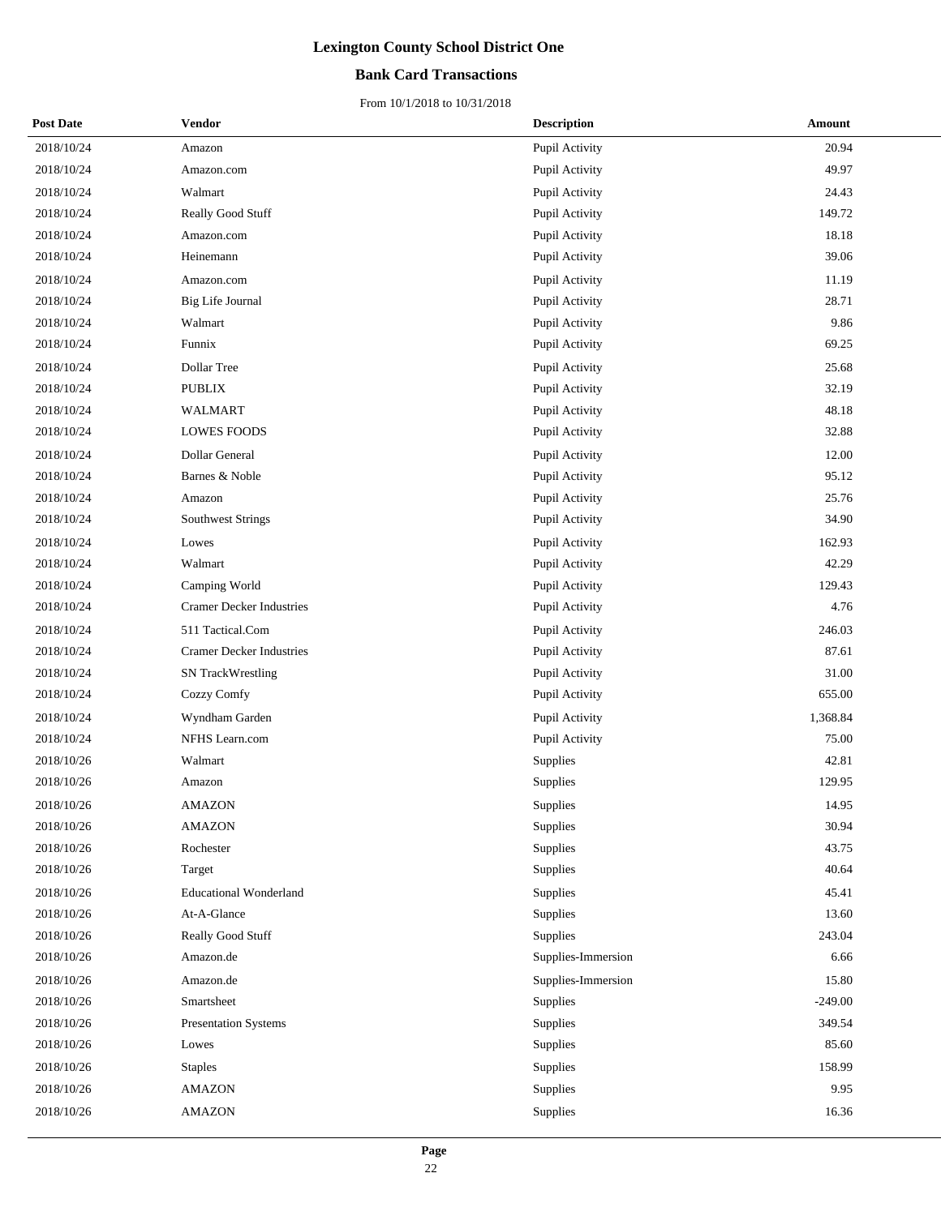# Lexington County School District One

## Bank Card Transactions

From 10/1/2018 to 10/31/2018

| Post Date | Vendor | Description | Amount |
|---|---|---|---|
| 2018/10/24 | Amazon | Pupil Activity | 20.94 |
| 2018/10/24 | Amazon.com | Pupil Activity | 49.97 |
| 2018/10/24 | Walmart | Pupil Activity | 24.43 |
| 2018/10/24 | Really Good Stuff | Pupil Activity | 149.72 |
| 2018/10/24 | Amazon.com | Pupil Activity | 18.18 |
| 2018/10/24 | Heinemann | Pupil Activity | 39.06 |
| 2018/10/24 | Amazon.com | Pupil Activity | 11.19 |
| 2018/10/24 | Big Life Journal | Pupil Activity | 28.71 |
| 2018/10/24 | Walmart | Pupil Activity | 9.86 |
| 2018/10/24 | Funnix | Pupil Activity | 69.25 |
| 2018/10/24 | Dollar Tree | Pupil Activity | 25.68 |
| 2018/10/24 | PUBLIX | Pupil Activity | 32.19 |
| 2018/10/24 | WALMART | Pupil Activity | 48.18 |
| 2018/10/24 | LOWES FOODS | Pupil Activity | 32.88 |
| 2018/10/24 | Dollar General | Pupil Activity | 12.00 |
| 2018/10/24 | Barnes & Noble | Pupil Activity | 95.12 |
| 2018/10/24 | Amazon | Pupil Activity | 25.76 |
| 2018/10/24 | Southwest Strings | Pupil Activity | 34.90 |
| 2018/10/24 | Lowes | Pupil Activity | 162.93 |
| 2018/10/24 | Walmart | Pupil Activity | 42.29 |
| 2018/10/24 | Camping World | Pupil Activity | 129.43 |
| 2018/10/24 | Cramer Decker Industries | Pupil Activity | 4.76 |
| 2018/10/24 | 511 Tactical.Com | Pupil Activity | 246.03 |
| 2018/10/24 | Cramer Decker Industries | Pupil Activity | 87.61 |
| 2018/10/24 | SN TrackWrestling | Pupil Activity | 31.00 |
| 2018/10/24 | Cozzy Comfy | Pupil Activity | 655.00 |
| 2018/10/24 | Wyndham Garden | Pupil Activity | 1,368.84 |
| 2018/10/24 | NFHS Learn.com | Pupil Activity | 75.00 |
| 2018/10/26 | Walmart | Supplies | 42.81 |
| 2018/10/26 | Amazon | Supplies | 129.95 |
| 2018/10/26 | AMAZON | Supplies | 14.95 |
| 2018/10/26 | AMAZON | Supplies | 30.94 |
| 2018/10/26 | Rochester | Supplies | 43.75 |
| 2018/10/26 | Target | Supplies | 40.64 |
| 2018/10/26 | Educational Wonderland | Supplies | 45.41 |
| 2018/10/26 | At-A-Glance | Supplies | 13.60 |
| 2018/10/26 | Really Good Stuff | Supplies | 243.04 |
| 2018/10/26 | Amazon.de | Supplies-Immersion | 6.66 |
| 2018/10/26 | Amazon.de | Supplies-Immersion | 15.80 |
| 2018/10/26 | Smartsheet | Supplies | -249.00 |
| 2018/10/26 | Presentation Systems | Supplies | 349.54 |
| 2018/10/26 | Lowes | Supplies | 85.60 |
| 2018/10/26 | Staples | Supplies | 158.99 |
| 2018/10/26 | AMAZON | Supplies | 9.95 |
| 2018/10/26 | AMAZON | Supplies | 16.36 |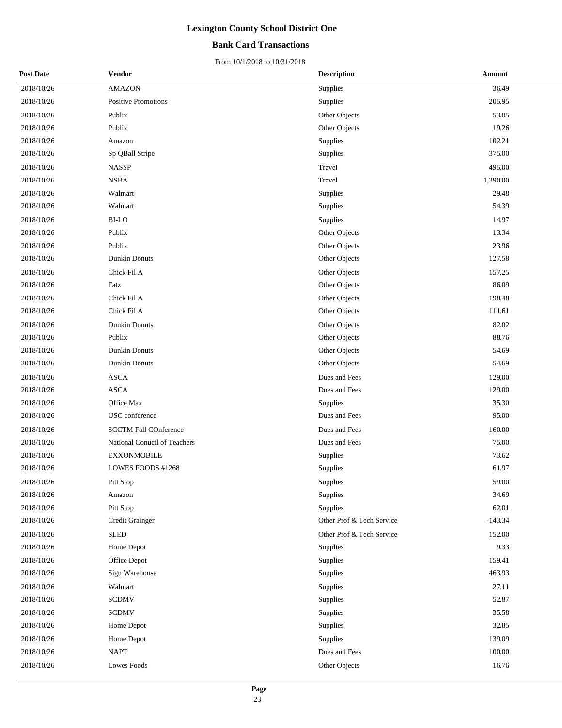# Lexington County School District One

## Bank Card Transactions

From 10/1/2018 to 10/31/2018

| Post Date | Vendor | Description | Amount |
|---|---|---|---|
| 2018/10/26 | AMAZON | Supplies | 36.49 |
| 2018/10/26 | Positive Promotions | Supplies | 205.95 |
| 2018/10/26 | Publix | Other Objects | 53.05 |
| 2018/10/26 | Publix | Other Objects | 19.26 |
| 2018/10/26 | Amazon | Supplies | 102.21 |
| 2018/10/26 | Sp QBall Stripe | Supplies | 375.00 |
| 2018/10/26 | NASSP | Travel | 495.00 |
| 2018/10/26 | NSBA | Travel | 1,390.00 |
| 2018/10/26 | Walmart | Supplies | 29.48 |
| 2018/10/26 | Walmart | Supplies | 54.39 |
| 2018/10/26 | BI-LO | Supplies | 14.97 |
| 2018/10/26 | Publix | Other Objects | 13.34 |
| 2018/10/26 | Publix | Other Objects | 23.96 |
| 2018/10/26 | Dunkin Donuts | Other Objects | 127.58 |
| 2018/10/26 | Chick Fil A | Other Objects | 157.25 |
| 2018/10/26 | Fatz | Other Objects | 86.09 |
| 2018/10/26 | Chick Fil A | Other Objects | 198.48 |
| 2018/10/26 | Chick Fil A | Other Objects | 111.61 |
| 2018/10/26 | Dunkin Donuts | Other Objects | 82.02 |
| 2018/10/26 | Publix | Other Objects | 88.76 |
| 2018/10/26 | Dunkin Donuts | Other Objects | 54.69 |
| 2018/10/26 | Dunkin Donuts | Other Objects | 54.69 |
| 2018/10/26 | ASCA | Dues and Fees | 129.00 |
| 2018/10/26 | ASCA | Dues and Fees | 129.00 |
| 2018/10/26 | Office Max | Supplies | 35.30 |
| 2018/10/26 | USC conference | Dues and Fees | 95.00 |
| 2018/10/26 | SCCTM Fall COnference | Dues and Fees | 160.00 |
| 2018/10/26 | National Conucil of Teachers | Dues and Fees | 75.00 |
| 2018/10/26 | EXXONMOBILE | Supplies | 73.62 |
| 2018/10/26 | LOWES FOODS #1268 | Supplies | 61.97 |
| 2018/10/26 | Pitt Stop | Supplies | 59.00 |
| 2018/10/26 | Amazon | Supplies | 34.69 |
| 2018/10/26 | Pitt Stop | Supplies | 62.01 |
| 2018/10/26 | Credit Grainger | Other Prof & Tech Service | -143.34 |
| 2018/10/26 | SLED | Other Prof & Tech Service | 152.00 |
| 2018/10/26 | Home Depot | Supplies | 9.33 |
| 2018/10/26 | Office Depot | Supplies | 159.41 |
| 2018/10/26 | Sign Warehouse | Supplies | 463.93 |
| 2018/10/26 | Walmart | Supplies | 27.11 |
| 2018/10/26 | SCDMV | Supplies | 52.87 |
| 2018/10/26 | SCDMV | Supplies | 35.58 |
| 2018/10/26 | Home Depot | Supplies | 32.85 |
| 2018/10/26 | Home Depot | Supplies | 139.09 |
| 2018/10/26 | NAPT | Dues and Fees | 100.00 |
| 2018/10/26 | Lowes Foods | Other Objects | 16.76 |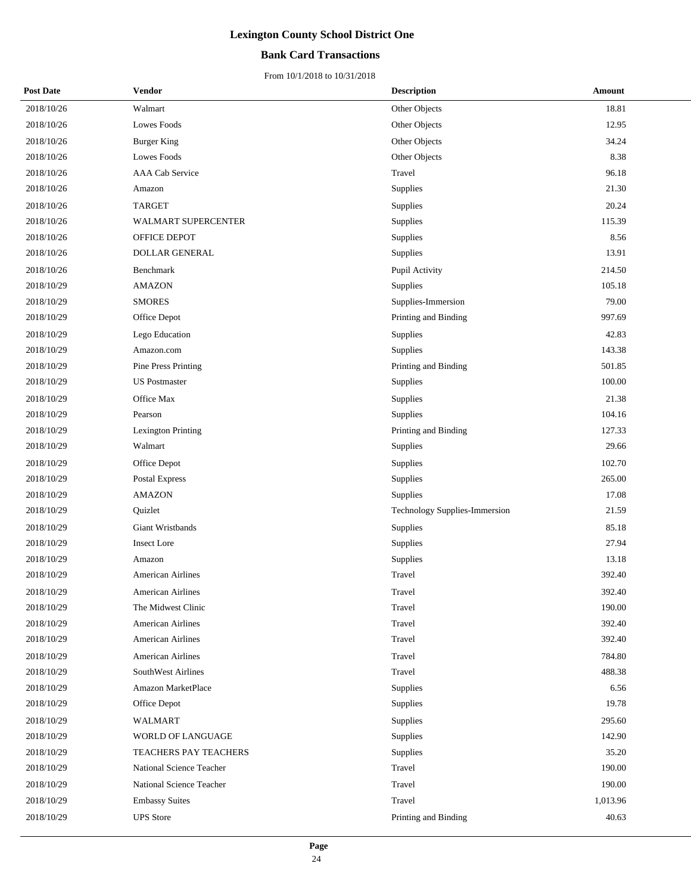# Lexington County School District One

## Bank Card Transactions

From 10/1/2018 to 10/31/2018

| Post Date | Vendor | Description | Amount |
|---|---|---|---|
| 2018/10/26 | Walmart | Other Objects | 18.81 |
| 2018/10/26 | Lowes Foods | Other Objects | 12.95 |
| 2018/10/26 | Burger King | Other Objects | 34.24 |
| 2018/10/26 | Lowes Foods | Other Objects | 8.38 |
| 2018/10/26 | AAA Cab Service | Travel | 96.18 |
| 2018/10/26 | Amazon | Supplies | 21.30 |
| 2018/10/26 | TARGET | Supplies | 20.24 |
| 2018/10/26 | WALMART SUPERCENTER | Supplies | 115.39 |
| 2018/10/26 | OFFICE DEPOT | Supplies | 8.56 |
| 2018/10/26 | DOLLAR GENERAL | Supplies | 13.91 |
| 2018/10/26 | Benchmark | Pupil Activity | 214.50 |
| 2018/10/29 | AMAZON | Supplies | 105.18 |
| 2018/10/29 | SMORES | Supplies-Immersion | 79.00 |
| 2018/10/29 | Office Depot | Printing and Binding | 997.69 |
| 2018/10/29 | Lego Education | Supplies | 42.83 |
| 2018/10/29 | Amazon.com | Supplies | 143.38 |
| 2018/10/29 | Pine Press Printing | Printing and Binding | 501.85 |
| 2018/10/29 | US Postmaster | Supplies | 100.00 |
| 2018/10/29 | Office Max | Supplies | 21.38 |
| 2018/10/29 | Pearson | Supplies | 104.16 |
| 2018/10/29 | Lexington Printing | Printing and Binding | 127.33 |
| 2018/10/29 | Walmart | Supplies | 29.66 |
| 2018/10/29 | Office Depot | Supplies | 102.70 |
| 2018/10/29 | Postal Express | Supplies | 265.00 |
| 2018/10/29 | AMAZON | Supplies | 17.08 |
| 2018/10/29 | Quizlet | Technology Supplies-Immersion | 21.59 |
| 2018/10/29 | Giant Wristbands | Supplies | 85.18 |
| 2018/10/29 | Insect Lore | Supplies | 27.94 |
| 2018/10/29 | Amazon | Supplies | 13.18 |
| 2018/10/29 | American Airlines | Travel | 392.40 |
| 2018/10/29 | American Airlines | Travel | 392.40 |
| 2018/10/29 | The Midwest Clinic | Travel | 190.00 |
| 2018/10/29 | American Airlines | Travel | 392.40 |
| 2018/10/29 | American Airlines | Travel | 392.40 |
| 2018/10/29 | American Airlines | Travel | 784.80 |
| 2018/10/29 | SouthWest Airlines | Travel | 488.38 |
| 2018/10/29 | Amazon MarketPlace | Supplies | 6.56 |
| 2018/10/29 | Office Depot | Supplies | 19.78 |
| 2018/10/29 | WALMART | Supplies | 295.60 |
| 2018/10/29 | WORLD OF LANGUAGE | Supplies | 142.90 |
| 2018/10/29 | TEACHERS PAY TEACHERS | Supplies | 35.20 |
| 2018/10/29 | National Science Teacher | Travel | 190.00 |
| 2018/10/29 | National Science Teacher | Travel | 190.00 |
| 2018/10/29 | Embassy Suites | Travel | 1,013.96 |
| 2018/10/29 | UPS Store | Printing and Binding | 40.63 |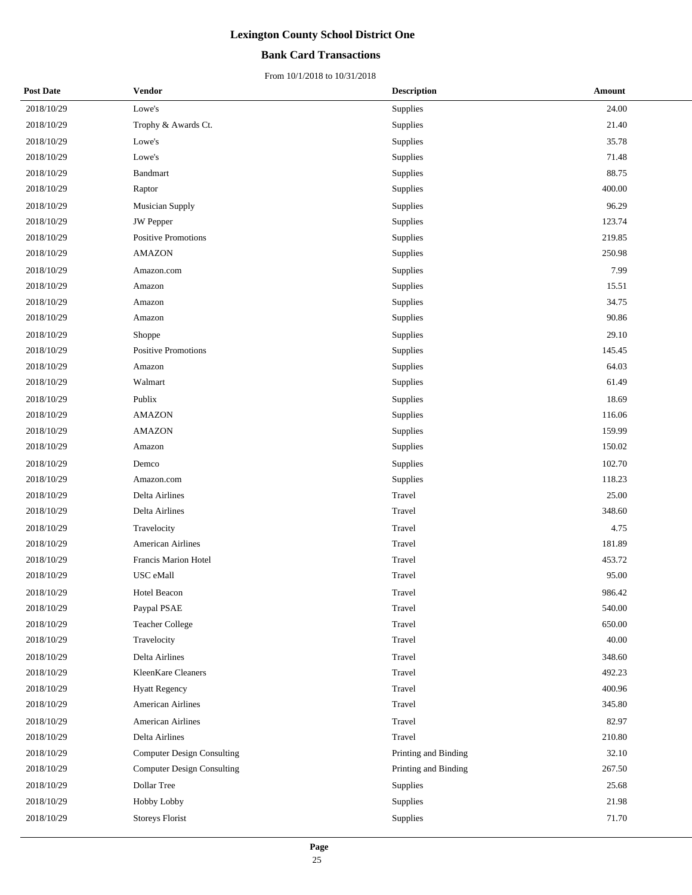# Lexington County School District One

## Bank Card Transactions

From 10/1/2018 to 10/31/2018

| Post Date | Vendor | Description | Amount |
|---|---|---|---|
| 2018/10/29 | Lowe's | Supplies | 24.00 |
| 2018/10/29 | Trophy & Awards Ct. | Supplies | 21.40 |
| 2018/10/29 | Lowe's | Supplies | 35.78 |
| 2018/10/29 | Lowe's | Supplies | 71.48 |
| 2018/10/29 | Bandmart | Supplies | 88.75 |
| 2018/10/29 | Raptor | Supplies | 400.00 |
| 2018/10/29 | Musician Supply | Supplies | 96.29 |
| 2018/10/29 | JW Pepper | Supplies | 123.74 |
| 2018/10/29 | Positive Promotions | Supplies | 219.85 |
| 2018/10/29 | AMAZON | Supplies | 250.98 |
| 2018/10/29 | Amazon.com | Supplies | 7.99 |
| 2018/10/29 | Amazon | Supplies | 15.51 |
| 2018/10/29 | Amazon | Supplies | 34.75 |
| 2018/10/29 | Amazon | Supplies | 90.86 |
| 2018/10/29 | Shoppe | Supplies | 29.10 |
| 2018/10/29 | Positive Promotions | Supplies | 145.45 |
| 2018/10/29 | Amazon | Supplies | 64.03 |
| 2018/10/29 | Walmart | Supplies | 61.49 |
| 2018/10/29 | Publix | Supplies | 18.69 |
| 2018/10/29 | AMAZON | Supplies | 116.06 |
| 2018/10/29 | AMAZON | Supplies | 159.99 |
| 2018/10/29 | Amazon | Supplies | 150.02 |
| 2018/10/29 | Demco | Supplies | 102.70 |
| 2018/10/29 | Amazon.com | Supplies | 118.23 |
| 2018/10/29 | Delta Airlines | Travel | 25.00 |
| 2018/10/29 | Delta Airlines | Travel | 348.60 |
| 2018/10/29 | Travelocity | Travel | 4.75 |
| 2018/10/29 | American Airlines | Travel | 181.89 |
| 2018/10/29 | Francis Marion Hotel | Travel | 453.72 |
| 2018/10/29 | USC eMall | Travel | 95.00 |
| 2018/10/29 | Hotel Beacon | Travel | 986.42 |
| 2018/10/29 | Paypal PSAE | Travel | 540.00 |
| 2018/10/29 | Teacher College | Travel | 650.00 |
| 2018/10/29 | Travelocity | Travel | 40.00 |
| 2018/10/29 | Delta Airlines | Travel | 348.60 |
| 2018/10/29 | KleenKare Cleaners | Travel | 492.23 |
| 2018/10/29 | Hyatt Regency | Travel | 400.96 |
| 2018/10/29 | American Airlines | Travel | 345.80 |
| 2018/10/29 | American Airlines | Travel | 82.97 |
| 2018/10/29 | Delta Airlines | Travel | 210.80 |
| 2018/10/29 | Computer Design Consulting | Printing and Binding | 32.10 |
| 2018/10/29 | Computer Design Consulting | Printing and Binding | 267.50 |
| 2018/10/29 | Dollar Tree | Supplies | 25.68 |
| 2018/10/29 | Hobby Lobby | Supplies | 21.98 |
| 2018/10/29 | Storeys Florist | Supplies | 71.70 |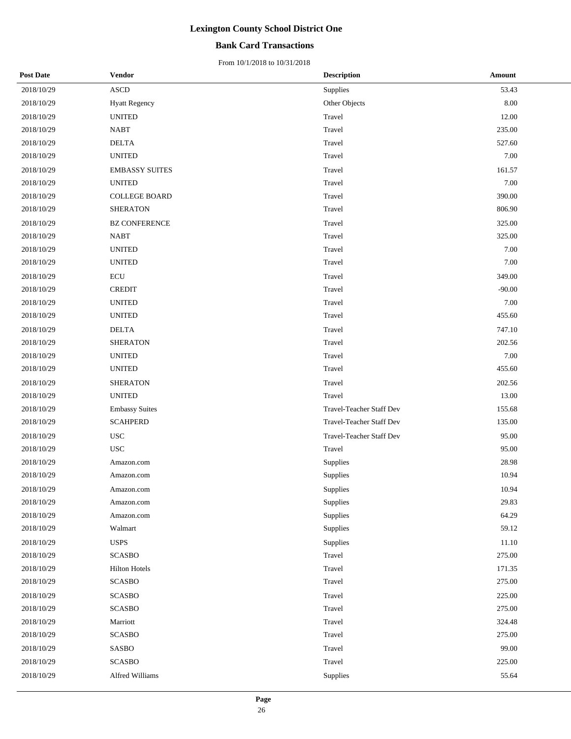# Lexington County School District One

## Bank Card Transactions

From 10/1/2018 to 10/31/2018

| Post Date | Vendor | Description | Amount |
|---|---|---|---|
| 2018/10/29 | ASCD | Supplies | 53.43 |
| 2018/10/29 | Hyatt Regency | Other Objects | 8.00 |
| 2018/10/29 | UNITED | Travel | 12.00 |
| 2018/10/29 | NABT | Travel | 235.00 |
| 2018/10/29 | DELTA | Travel | 527.60 |
| 2018/10/29 | UNITED | Travel | 7.00 |
| 2018/10/29 | EMBASSY SUITES | Travel | 161.57 |
| 2018/10/29 | UNITED | Travel | 7.00 |
| 2018/10/29 | COLLEGE BOARD | Travel | 390.00 |
| 2018/10/29 | SHERATON | Travel | 806.90 |
| 2018/10/29 | BZ CONFERENCE | Travel | 325.00 |
| 2018/10/29 | NABT | Travel | 325.00 |
| 2018/10/29 | UNITED | Travel | 7.00 |
| 2018/10/29 | UNITED | Travel | 7.00 |
| 2018/10/29 | ECU | Travel | 349.00 |
| 2018/10/29 | CREDIT | Travel | -90.00 |
| 2018/10/29 | UNITED | Travel | 7.00 |
| 2018/10/29 | UNITED | Travel | 455.60 |
| 2018/10/29 | DELTA | Travel | 747.10 |
| 2018/10/29 | SHERATON | Travel | 202.56 |
| 2018/10/29 | UNITED | Travel | 7.00 |
| 2018/10/29 | UNITED | Travel | 455.60 |
| 2018/10/29 | SHERATON | Travel | 202.56 |
| 2018/10/29 | UNITED | Travel | 13.00 |
| 2018/10/29 | Embassy Suites | Travel-Teacher Staff Dev | 155.68 |
| 2018/10/29 | SCAHPERD | Travel-Teacher Staff Dev | 135.00 |
| 2018/10/29 | USC | Travel-Teacher Staff Dev | 95.00 |
| 2018/10/29 | USC | Travel | 95.00 |
| 2018/10/29 | Amazon.com | Supplies | 28.98 |
| 2018/10/29 | Amazon.com | Supplies | 10.94 |
| 2018/10/29 | Amazon.com | Supplies | 10.94 |
| 2018/10/29 | Amazon.com | Supplies | 29.83 |
| 2018/10/29 | Amazon.com | Supplies | 64.29 |
| 2018/10/29 | Walmart | Supplies | 59.12 |
| 2018/10/29 | USPS | Supplies | 11.10 |
| 2018/10/29 | SCASBO | Travel | 275.00 |
| 2018/10/29 | Hilton Hotels | Travel | 171.35 |
| 2018/10/29 | SCASBO | Travel | 275.00 |
| 2018/10/29 | SCASBO | Travel | 225.00 |
| 2018/10/29 | SCASBO | Travel | 275.00 |
| 2018/10/29 | Marriott | Travel | 324.48 |
| 2018/10/29 | SCASBO | Travel | 275.00 |
| 2018/10/29 | SASBO | Travel | 99.00 |
| 2018/10/29 | SCASBO | Travel | 225.00 |
| 2018/10/29 | Alfred Williams | Supplies | 55.64 |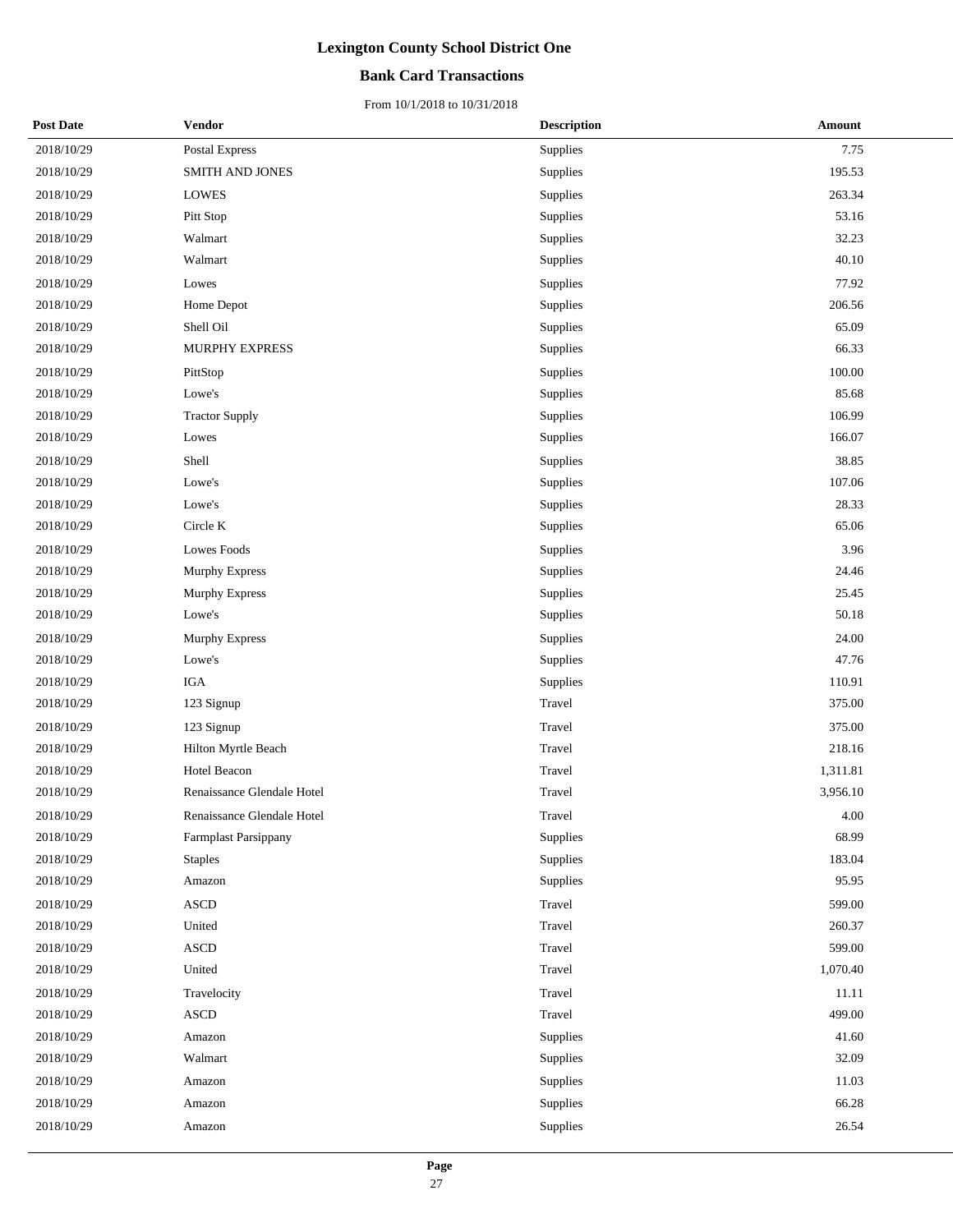# Lexington County School District One

## Bank Card Transactions

From 10/1/2018 to 10/31/2018

| Post Date | Vendor | Description | Amount |
|---|---|---|---|
| 2018/10/29 | Postal Express | Supplies | 7.75 |
| 2018/10/29 | SMITH AND JONES | Supplies | 195.53 |
| 2018/10/29 | LOWES | Supplies | 263.34 |
| 2018/10/29 | Pitt Stop | Supplies | 53.16 |
| 2018/10/29 | Walmart | Supplies | 32.23 |
| 2018/10/29 | Walmart | Supplies | 40.10 |
| 2018/10/29 | Lowes | Supplies | 77.92 |
| 2018/10/29 | Home Depot | Supplies | 206.56 |
| 2018/10/29 | Shell Oil | Supplies | 65.09 |
| 2018/10/29 | MURPHY EXPRESS | Supplies | 66.33 |
| 2018/10/29 | PittStop | Supplies | 100.00 |
| 2018/10/29 | Lowe's | Supplies | 85.68 |
| 2018/10/29 | Tractor Supply | Supplies | 106.99 |
| 2018/10/29 | Lowes | Supplies | 166.07 |
| 2018/10/29 | Shell | Supplies | 38.85 |
| 2018/10/29 | Lowe's | Supplies | 107.06 |
| 2018/10/29 | Lowe's | Supplies | 28.33 |
| 2018/10/29 | Circle K | Supplies | 65.06 |
| 2018/10/29 | Lowes Foods | Supplies | 3.96 |
| 2018/10/29 | Murphy Express | Supplies | 24.46 |
| 2018/10/29 | Murphy Express | Supplies | 25.45 |
| 2018/10/29 | Lowe's | Supplies | 50.18 |
| 2018/10/29 | Murphy Express | Supplies | 24.00 |
| 2018/10/29 | Lowe's | Supplies | 47.76 |
| 2018/10/29 | IGA | Supplies | 110.91 |
| 2018/10/29 | 123 Signup | Travel | 375.00 |
| 2018/10/29 | 123 Signup | Travel | 375.00 |
| 2018/10/29 | Hilton Myrtle Beach | Travel | 218.16 |
| 2018/10/29 | Hotel Beacon | Travel | 1,311.81 |
| 2018/10/29 | Renaissance Glendale Hotel | Travel | 3,956.10 |
| 2018/10/29 | Renaissance Glendale Hotel | Travel | 4.00 |
| 2018/10/29 | Farmplast Parsippany | Supplies | 68.99 |
| 2018/10/29 | Staples | Supplies | 183.04 |
| 2018/10/29 | Amazon | Supplies | 95.95 |
| 2018/10/29 | ASCD | Travel | 599.00 |
| 2018/10/29 | United | Travel | 260.37 |
| 2018/10/29 | ASCD | Travel | 599.00 |
| 2018/10/29 | United | Travel | 1,070.40 |
| 2018/10/29 | Travelocity | Travel | 11.11 |
| 2018/10/29 | ASCD | Travel | 499.00 |
| 2018/10/29 | Amazon | Supplies | 41.60 |
| 2018/10/29 | Walmart | Supplies | 32.09 |
| 2018/10/29 | Amazon | Supplies | 11.03 |
| 2018/10/29 | Amazon | Supplies | 66.28 |
| 2018/10/29 | Amazon | Supplies | 26.54 |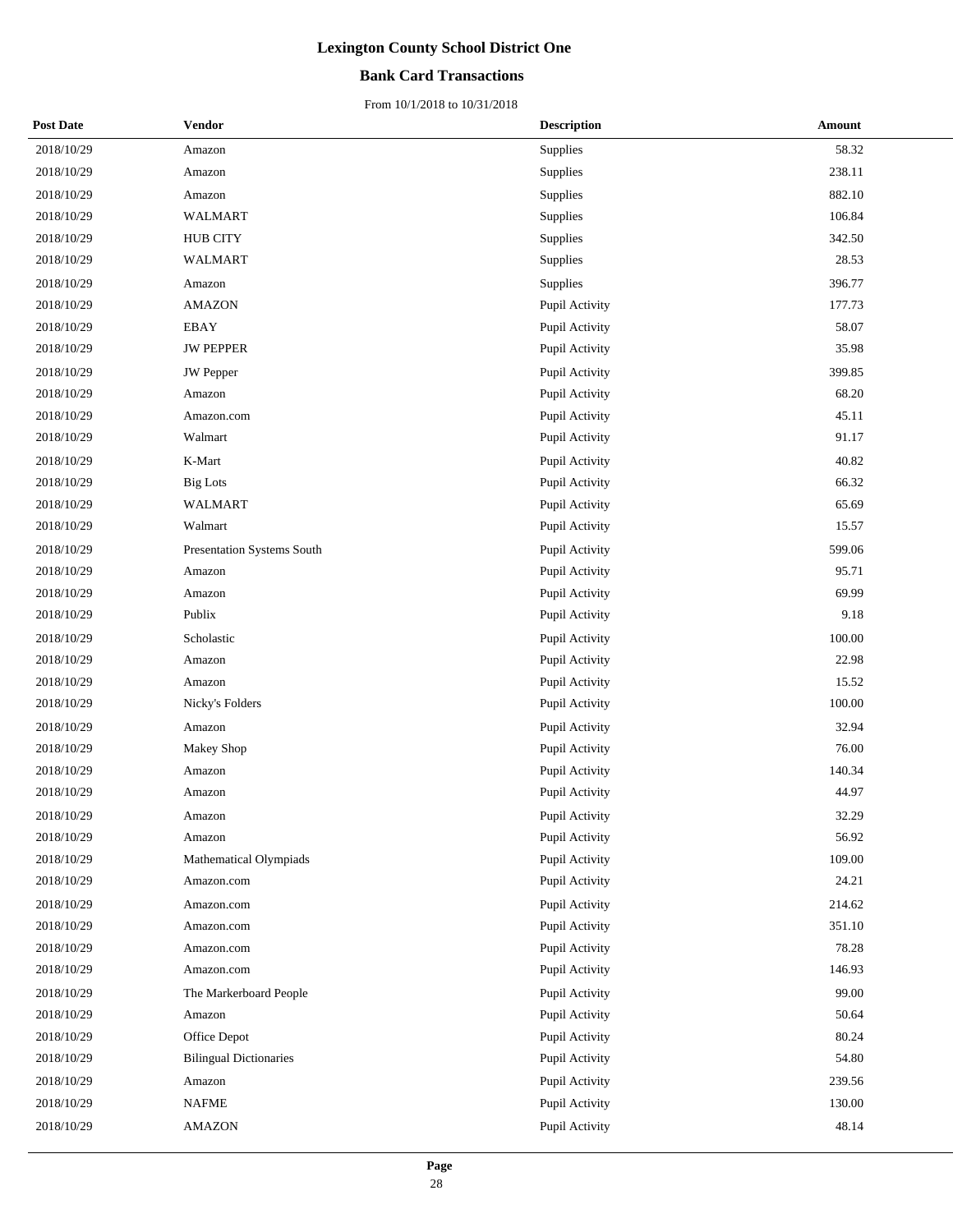# Lexington County School District One

## Bank Card Transactions

From 10/1/2018 to 10/31/2018

| Post Date | Vendor | Description | Amount |
|---|---|---|---|
| 2018/10/29 | Amazon | Supplies | 58.32 |
| 2018/10/29 | Amazon | Supplies | 238.11 |
| 2018/10/29 | Amazon | Supplies | 882.10 |
| 2018/10/29 | WALMART | Supplies | 106.84 |
| 2018/10/29 | HUB CITY | Supplies | 342.50 |
| 2018/10/29 | WALMART | Supplies | 28.53 |
| 2018/10/29 | Amazon | Supplies | 396.77 |
| 2018/10/29 | AMAZON | Pupil Activity | 177.73 |
| 2018/10/29 | EBAY | Pupil Activity | 58.07 |
| 2018/10/29 | JW PEPPER | Pupil Activity | 35.98 |
| 2018/10/29 | JW Pepper | Pupil Activity | 399.85 |
| 2018/10/29 | Amazon | Pupil Activity | 68.20 |
| 2018/10/29 | Amazon.com | Pupil Activity | 45.11 |
| 2018/10/29 | Walmart | Pupil Activity | 91.17 |
| 2018/10/29 | K-Mart | Pupil Activity | 40.82 |
| 2018/10/29 | Big Lots | Pupil Activity | 66.32 |
| 2018/10/29 | WALMART | Pupil Activity | 65.69 |
| 2018/10/29 | Walmart | Pupil Activity | 15.57 |
| 2018/10/29 | Presentation Systems South | Pupil Activity | 599.06 |
| 2018/10/29 | Amazon | Pupil Activity | 95.71 |
| 2018/10/29 | Amazon | Pupil Activity | 69.99 |
| 2018/10/29 | Publix | Pupil Activity | 9.18 |
| 2018/10/29 | Scholastic | Pupil Activity | 100.00 |
| 2018/10/29 | Amazon | Pupil Activity | 22.98 |
| 2018/10/29 | Amazon | Pupil Activity | 15.52 |
| 2018/10/29 | Nicky's Folders | Pupil Activity | 100.00 |
| 2018/10/29 | Amazon | Pupil Activity | 32.94 |
| 2018/10/29 | Makey Shop | Pupil Activity | 76.00 |
| 2018/10/29 | Amazon | Pupil Activity | 140.34 |
| 2018/10/29 | Amazon | Pupil Activity | 44.97 |
| 2018/10/29 | Amazon | Pupil Activity | 32.29 |
| 2018/10/29 | Amazon | Pupil Activity | 56.92 |
| 2018/10/29 | Mathematical Olympiads | Pupil Activity | 109.00 |
| 2018/10/29 | Amazon.com | Pupil Activity | 24.21 |
| 2018/10/29 | Amazon.com | Pupil Activity | 214.62 |
| 2018/10/29 | Amazon.com | Pupil Activity | 351.10 |
| 2018/10/29 | Amazon.com | Pupil Activity | 78.28 |
| 2018/10/29 | Amazon.com | Pupil Activity | 146.93 |
| 2018/10/29 | The Markerboard People | Pupil Activity | 99.00 |
| 2018/10/29 | Amazon | Pupil Activity | 50.64 |
| 2018/10/29 | Office Depot | Pupil Activity | 80.24 |
| 2018/10/29 | Bilingual Dictionaries | Pupil Activity | 54.80 |
| 2018/10/29 | Amazon | Pupil Activity | 239.56 |
| 2018/10/29 | NAFME | Pupil Activity | 130.00 |
| 2018/10/29 | AMAZON | Pupil Activity | 48.14 |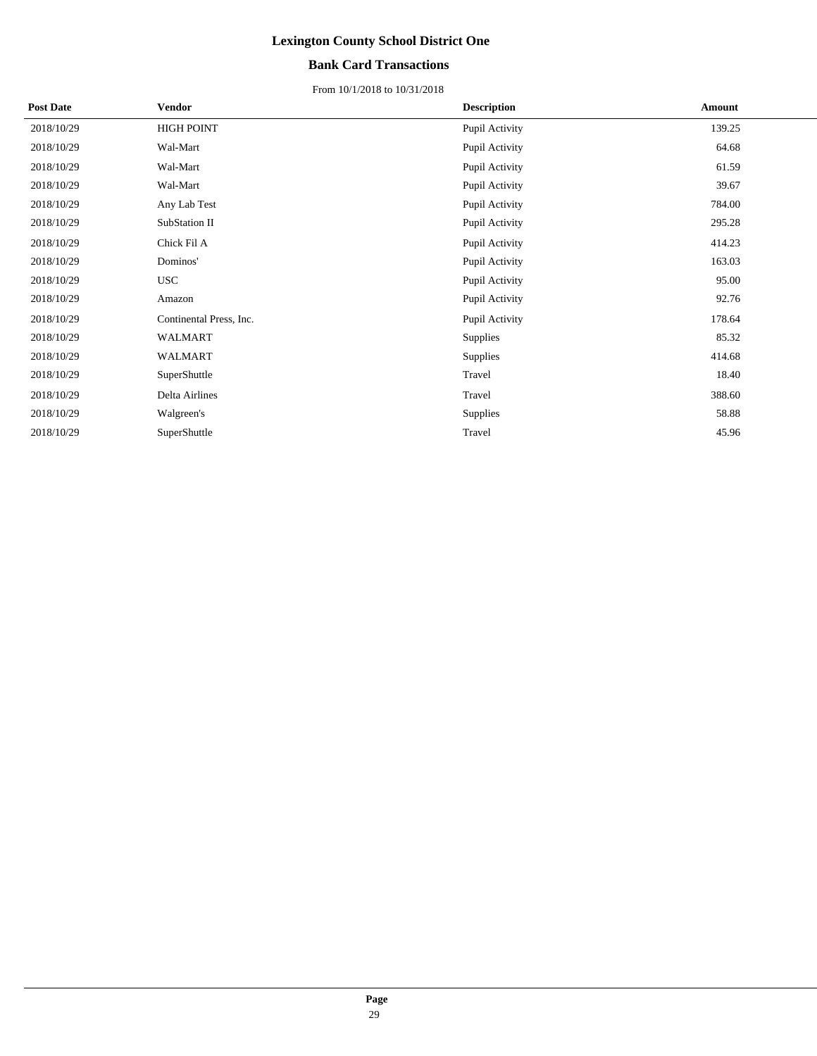# Lexington County School District One

## Bank Card Transactions

From 10/1/2018 to 10/31/2018

| Post Date | Vendor | Description | Amount |
|---|---|---|---|
| 2018/10/29 | HIGH POINT | Pupil Activity | 139.25 |
| 2018/10/29 | Wal-Mart | Pupil Activity | 64.68 |
| 2018/10/29 | Wal-Mart | Pupil Activity | 61.59 |
| 2018/10/29 | Wal-Mart | Pupil Activity | 39.67 |
| 2018/10/29 | Any Lab Test | Pupil Activity | 784.00 |
| 2018/10/29 | SubStation II | Pupil Activity | 295.28 |
| 2018/10/29 | Chick Fil A | Pupil Activity | 414.23 |
| 2018/10/29 | Dominos' | Pupil Activity | 163.03 |
| 2018/10/29 | USC | Pupil Activity | 95.00 |
| 2018/10/29 | Amazon | Pupil Activity | 92.76 |
| 2018/10/29 | Continental Press, Inc. | Pupil Activity | 178.64 |
| 2018/10/29 | WALMART | Supplies | 85.32 |
| 2018/10/29 | WALMART | Supplies | 414.68 |
| 2018/10/29 | SuperShuttle | Travel | 18.40 |
| 2018/10/29 | Delta Airlines | Travel | 388.60 |
| 2018/10/29 | Walgreen's | Supplies | 58.88 |
| 2018/10/29 | SuperShuttle | Travel | 45.96 |